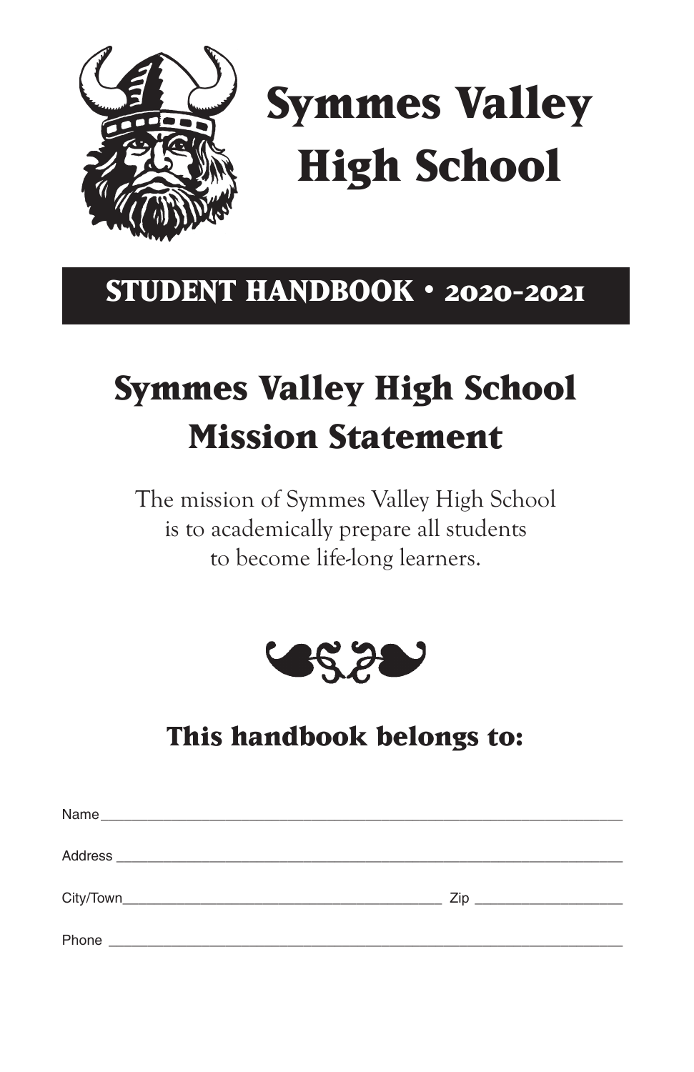# Symmes Valley High School

**STUDENT HANDBOOK • 2020-2021**

## Symmes Valley High School Mission Statement

The mission of Symmes Valley High School is to academically prepare all students to become life-long learners.

### This handbook belongs to:

Name ___________________________________________

Address _________________________________________

City/Town ____________________________ Zip ______________

Phone __________________________________________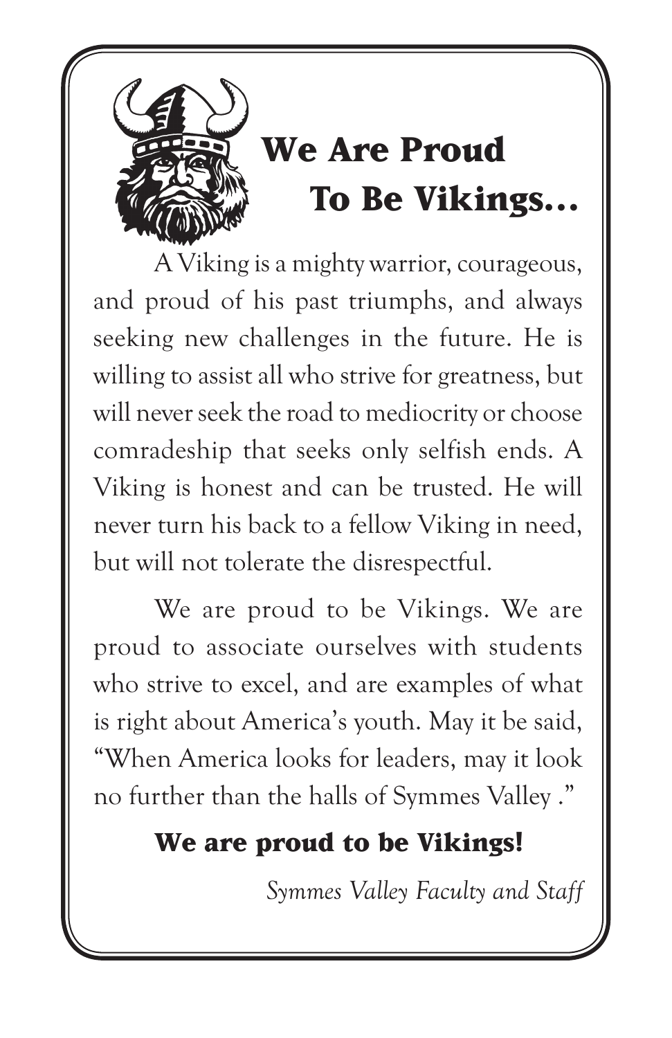# We Are Proud To Be Vikings…

A Viking is a mighty warrior, courageous, and proud of his past triumphs, and always seeking new challenges in the future. He is willing to assist all who strive for greatness, but will never seek the road to mediocrity or choose comradeship that seeks only selfish ends. A Viking is honest and can be trusted. He will never turn his back to a fellow Viking in need, but will not tolerate the disrespectful.

We are proud to be Vikings. We are proud to associate ourselves with students who strive to excel, and are examples of what is right about America's youth. May it be said, "When America looks for leaders, may it look no further than the halls of Symmes Valley ."

**We are proud to be Vikings!**

*Symmes Valley Faculty and Staff*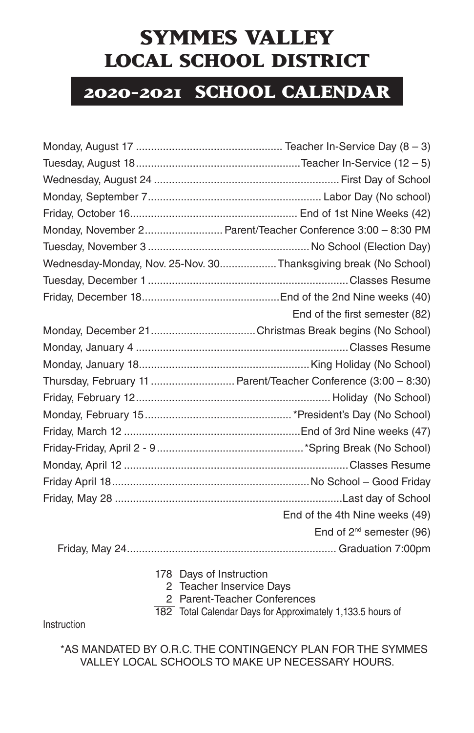# SYMMES VALLEY LOCAL SCHOOL DISTRICT

## 2020-2021 SCHOOL CALENDAR

| Date | Event |
|---|---|
| Monday, August 17 | Teacher In-Service Day (8 – 3) |
| Tuesday, August 18 | Teacher In-Service (12 – 5) |
| Wednesday, August 24 | First Day of School |
| Monday, September 7 | Labor Day (No school) |
| Friday, October 16 | End of 1st Nine Weeks (42) |
| Monday, November 2 | Parent/Teacher Conference 3:00 – 8:30 PM |
| Tuesday, November 3 | No School (Election Day) |
| Wednesday-Monday, Nov. 25-Nov. 30 | Thanksgiving break (No School) |
| Tuesday, December 1 | Classes Resume |
| Friday, December 18 | End of the 2nd Nine weeks (40) |
| | End of the first semester (82) |
| Monday, December 21 | Christmas Break begins (No School) |
| Monday, January 4 | Classes Resume |
| Monday, January 18 | King Holiday (No School) |
| Thursday, February 11 | Parent/Teacher Conference (3:00 – 8:30) |
| Friday, February 12 | Holiday (No School) |
| Monday, February 15 | *President's Day (No School) |
| Friday, March 12 | End of 3rd Nine weeks (47) |
| Friday-Friday, April 2 - 9 | *Spring Break (No School) |
| Monday, April 12 | Classes Resume |
| Friday April 18 | No School – Good Friday |
| Friday, May 28 | Last day of School |
| | End of the 4th Nine weeks (49) |
| | End of 2nd semester (96) |
| Friday, May 24 | Graduation 7:00pm |

178 Days of Instruction
2 Teacher Inservice Days
2 Parent-Teacher Conferences
182 Total Calendar Days for Approximately 1,133.5 hours of Instruction

*AS MANDATED BY O.R.C. THE CONTINGENCY PLAN FOR THE SYMMES VALLEY LOCAL SCHOOLS TO MAKE UP NECESSARY HOURS.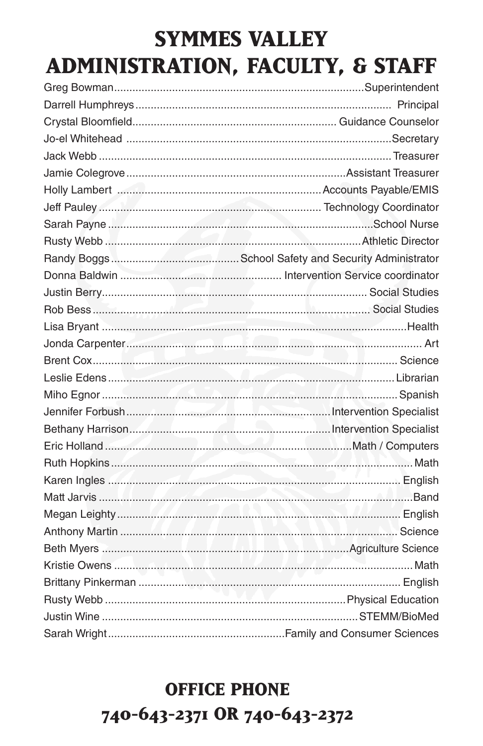# SYMMES VALLEY ADMINISTRATION, FACULTY, & STAFF

| Name | Position |
| --- | --- |
| Greg Bowman | Superintendent |
| Darrell Humphreys | Principal |
| Crystal Bloomfield | Guidance Counselor |
| Jo-el Whitehead | Secretary |
| Jack Webb | Treasurer |
| Jamie Colegrove | Assistant Treasurer |
| Holly Lambert | Accounts Payable/EMIS |
| Jeff Pauley | Technology Coordinator |
| Sarah Payne | School Nurse |
| Rusty Webb | Athletic Director |
| Randy Boggs | School Safety and Security Administrator |
| Donna Baldwin | Intervention Service coordinator |
| Justin Berry | Social Studies |
| Rob Bess | Social Studies |
| Lisa Bryant | Health |
| Jonda Carpenter | Art |
| Brent Cox | Science |
| Leslie Edens | Librarian |
| Miho Egnor | Spanish |
| Jennifer Forbush | Intervention Specialist |
| Bethany Harrison | Intervention Specialist |
| Eric Holland | Math / Computers |
| Ruth Hopkins | Math |
| Karen Ingles | English |
| Matt Jarvis | Band |
| Megan Leighty | English |
| Anthony Martin | Science |
| Beth Myers | Agriculture Science |
| Kristie Owens | Math |
| Brittany Pinkerman | English |
| Rusty Webb | Physical Education |
| Justin Wine | STEMM/BioMed |
| Sarah Wright | Family and Consumer Sciences |

## OFFICE PHONE
## 740-643-2371 OR 740-643-2372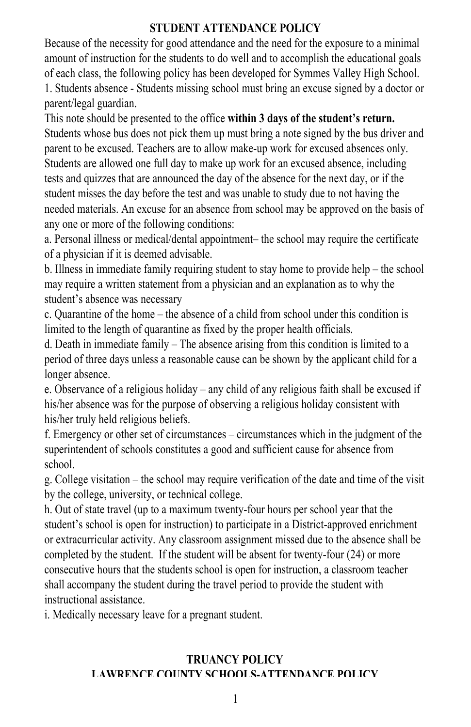## STUDENT ATTENDANCE POLICY

Because of the necessity for good attendance and the need for the exposure to a minimal amount of instruction for the students to do well and to accomplish the educational goals of each class, the following policy has been developed for Symmes Valley High School.

1. Students absence - Students missing school must bring an excuse signed by a doctor or parent/legal guardian.

This note should be presented to the office **within 3 days of the student's return.** Students whose bus does not pick them up must bring a note signed by the bus driver and parent to be excused. Teachers are to allow make-up work for excused absences only. Students are allowed one full day to make up work for an excused absence, including tests and quizzes that are announced the day of the absence for the next day, or if the student misses the day before the test and was unable to study due to not having the needed materials. An excuse for an absence from school may be approved on the basis of any one or more of the following conditions:

a. Personal illness or medical/dental appointment– the school may require the certificate of a physician if it is deemed advisable.

b. Illness in immediate family requiring student to stay home to provide help – the school may require a written statement from a physician and an explanation as to why the student's absence was necessary

c. Quarantine of the home – the absence of a child from school under this condition is limited to the length of quarantine as fixed by the proper health officials.

d. Death in immediate family – The absence arising from this condition is limited to a period of three days unless a reasonable cause can be shown by the applicant child for a longer absence.

e. Observance of a religious holiday – any child of any religious faith shall be excused if his/her absence was for the purpose of observing a religious holiday consistent with his/her truly held religious beliefs.

f. Emergency or other set of circumstances – circumstances which in the judgment of the superintendent of schools constitutes a good and sufficient cause for absence from school.

g. College visitation – the school may require verification of the date and time of the visit by the college, university, or technical college.

h. Out of state travel (up to a maximum twenty-four hours per school year that the student's school is open for instruction) to participate in a District-approved enrichment or extracurricular activity. Any classroom assignment missed due to the absence shall be completed by the student. If the student will be absent for twenty-four (24) or more consecutive hours that the students school is open for instruction, a classroom teacher shall accompany the student during the travel period to provide the student with instructional assistance.

i. Medically necessary leave for a pregnant student.

## TRUANCY POLICY

## LAWRENCE COUNTY SCHOOLS-ATTENDANCE POLICY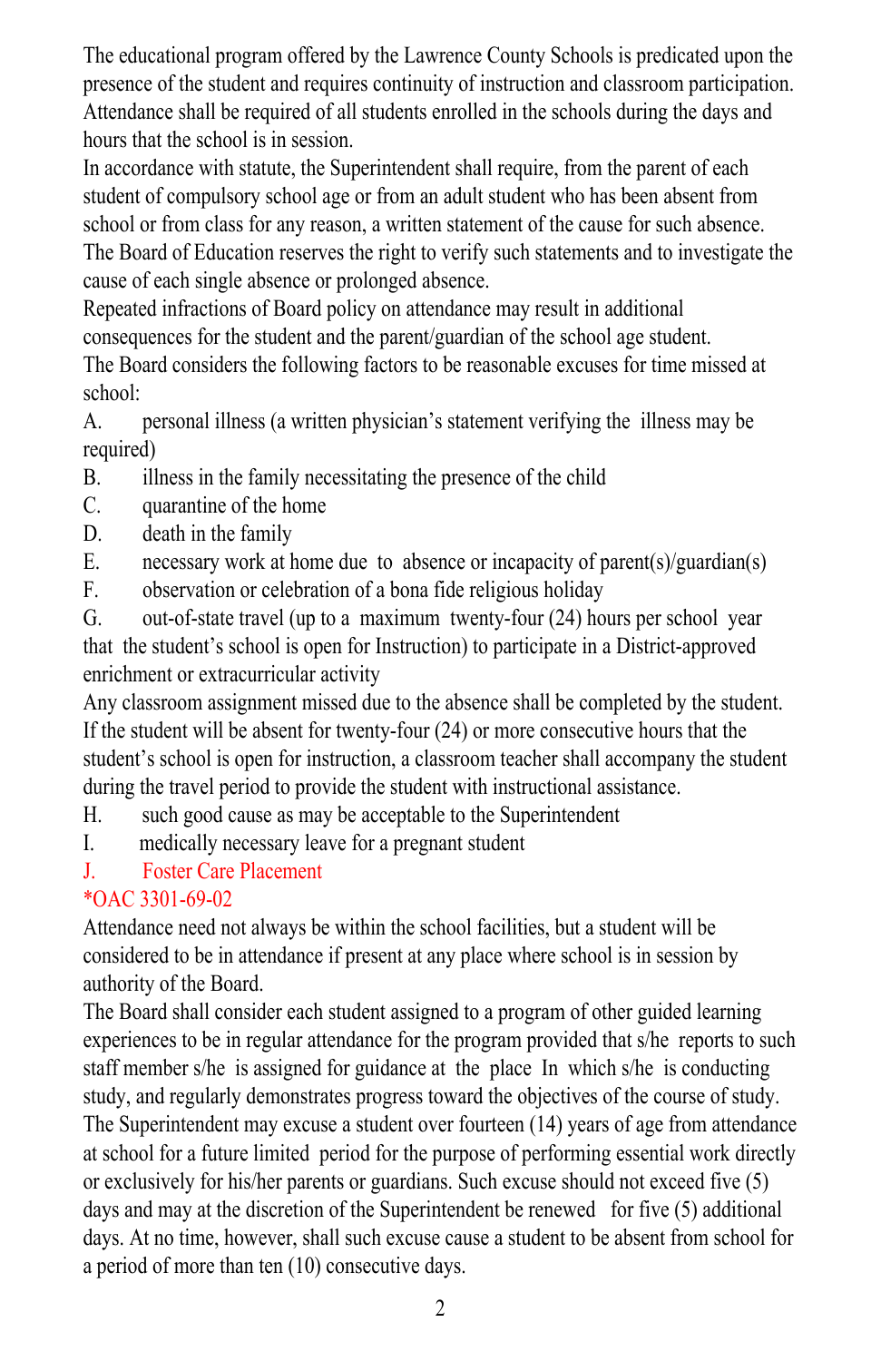The educational program offered by the Lawrence County Schools is predicated upon the presence of the student and requires continuity of instruction and classroom participation. Attendance shall be required of all students enrolled in the schools during the days and hours that the school is in session.

In accordance with statute, the Superintendent shall require, from the parent of each student of compulsory school age or from an adult student who has been absent from school or from class for any reason, a written statement of the cause for such absence.

The Board of Education reserves the right to verify such statements and to investigate the cause of each single absence or prolonged absence.

Repeated infractions of Board policy on attendance may result in additional consequences for the student and the parent/guardian of the school age student.

The Board considers the following factors to be reasonable excuses for time missed at school:

A. personal illness (a written physician's statement verifying the illness may be required)

B. illness in the family necessitating the presence of the child

C. quarantine of the home

D. death in the family

E. necessary work at home due to absence or incapacity of parent(s)/guardian(s)

F. observation or celebration of a bona fide religious holiday

G. out-of-state travel (up to a maximum twenty-four (24) hours per school year that the student's school is open for Instruction) to participate in a District-approved enrichment or extracurricular activity

Any classroom assignment missed due to the absence shall be completed by the student. If the student will be absent for twenty-four (24) or more consecutive hours that the student's school is open for instruction, a classroom teacher shall accompany the student during the travel period to provide the student with instructional assistance.

H. such good cause as may be acceptable to the Superintendent

I. medically necessary leave for a pregnant student

J. Foster Care Placement

*OAC 3301-69-02

Attendance need not always be within the school facilities, but a student will be considered to be in attendance if present at any place where school is in session by authority of the Board.

The Board shall consider each student assigned to a program of other guided learning experiences to be in regular attendance for the program provided that s/he reports to such staff member s/he is assigned for guidance at the place In which s/he is conducting study, and regularly demonstrates progress toward the objectives of the course of study.

The Superintendent may excuse a student over fourteen (14) years of age from attendance at school for a future limited period for the purpose of performing essential work directly or exclusively for his/her parents or guardians. Such excuse should not exceed five (5) days and may at the discretion of the Superintendent be renewed for five (5) additional days. At no time, however, shall such excuse cause a student to be absent from school for a period of more than ten (10) consecutive days.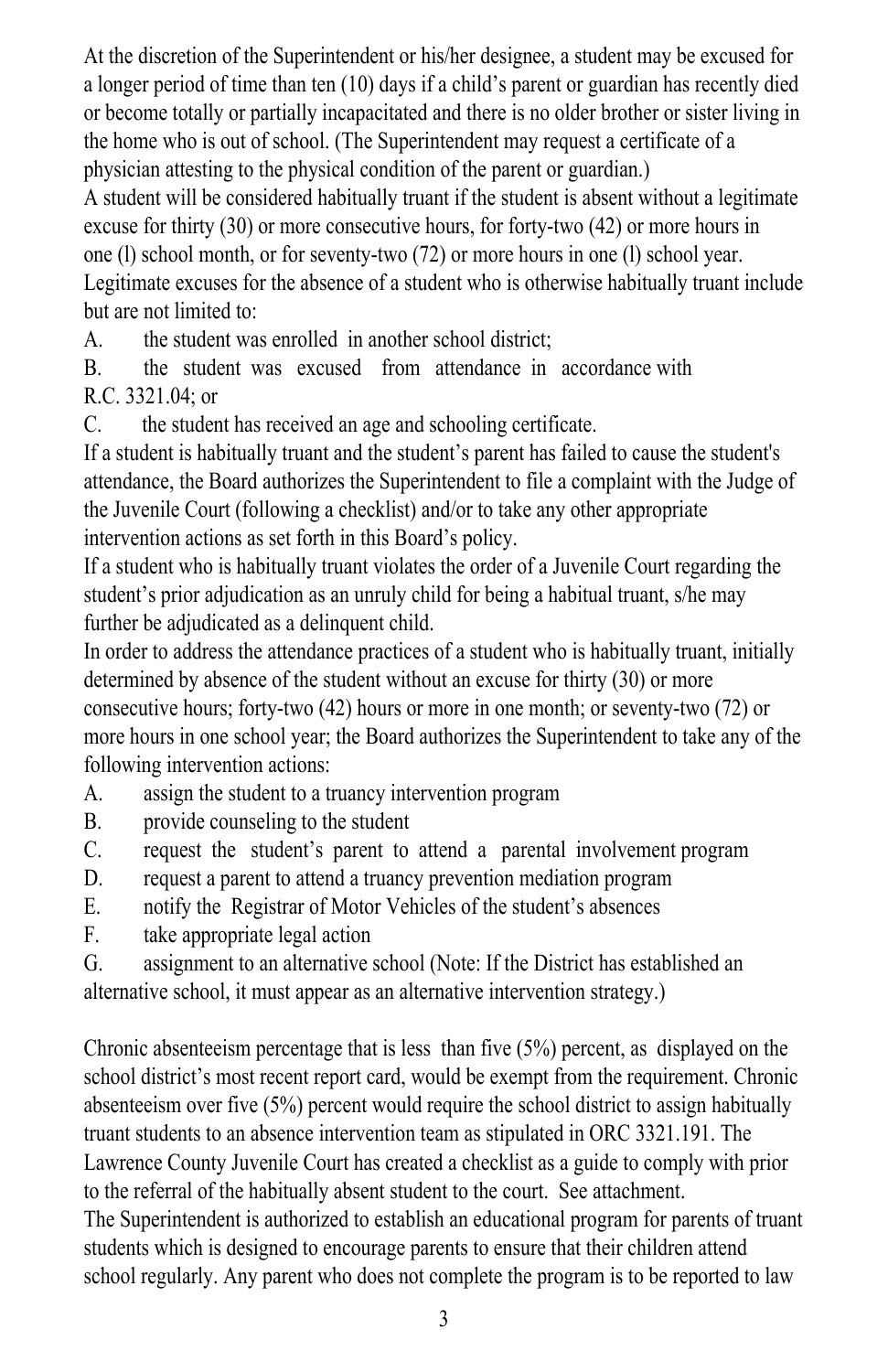At the discretion of the Superintendent or his/her designee, a student may be excused for a longer period of time than ten (10) days if a child's parent or guardian has recently died or become totally or partially incapacitated and there is no older brother or sister living in the home who is out of school. (The Superintendent may request a certificate of a physician attesting to the physical condition of the parent or guardian.)

A student will be considered habitually truant if the student is absent without a legitimate excuse for thirty (30) or more consecutive hours, for forty-two (42) or more hours in one (l) school month, or for seventy-two (72) or more hours in one (l) school year. Legitimate excuses for the absence of a student who is otherwise habitually truant include but are not limited to:

A. the student was enrolled in another school district;

B. the student was excused from attendance in accordance with R.C. 3321.04; or

C. the student has received an age and schooling certificate.

If a student is habitually truant and the student's parent has failed to cause the student's attendance, the Board authorizes the Superintendent to file a complaint with the Judge of the Juvenile Court (following a checklist) and/or to take any other appropriate intervention actions as set forth in this Board's policy.

If a student who is habitually truant violates the order of a Juvenile Court regarding the student's prior adjudication as an unruly child for being a habitual truant, s/he may further be adjudicated as a delinquent child.

In order to address the attendance practices of a student who is habitually truant, initially determined by absence of the student without an excuse for thirty (30) or more consecutive hours; forty-two (42) hours or more in one month; or seventy-two (72) or more hours in one school year; the Board authorizes the Superintendent to take any of the following intervention actions:

A. assign the student to a truancy intervention program

B. provide counseling to the student

C. request the student's parent to attend a parental involvement program

D. request a parent to attend a truancy prevention mediation program

E. notify the Registrar of Motor Vehicles of the student's absences

F. take appropriate legal action

G. assignment to an alternative school (Note: If the District has established an alternative school, it must appear as an alternative intervention strategy.)

Chronic absenteeism percentage that is less than five (5%) percent, as displayed on the school district's most recent report card, would be exempt from the requirement. Chronic absenteeism over five (5%) percent would require the school district to assign habitually truant students to an absence intervention team as stipulated in ORC 3321.191. The Lawrence County Juvenile Court has created a checklist as a guide to comply with prior to the referral of the habitually absent student to the court. See attachment.

The Superintendent is authorized to establish an educational program for parents of truant students which is designed to encourage parents to ensure that their children attend school regularly. Any parent who does not complete the program is to be reported to law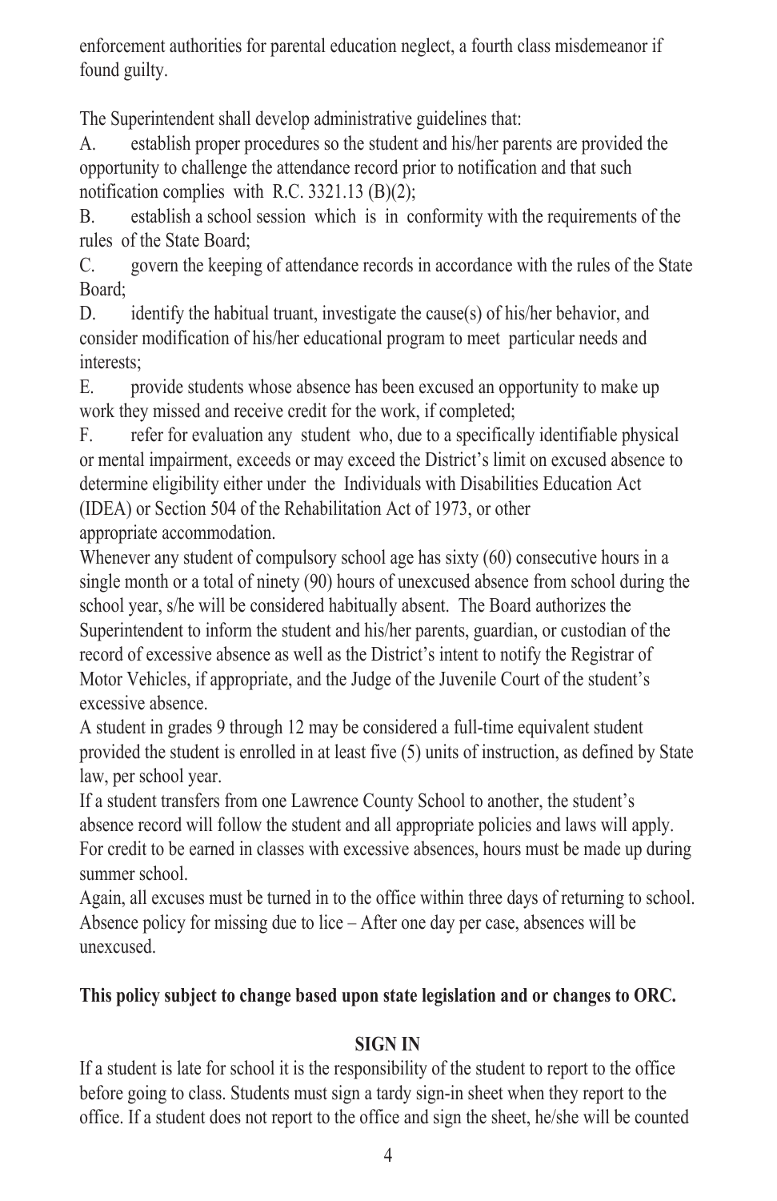enforcement authorities for parental education neglect, a fourth class misdemeanor if found guilty.

The Superintendent shall develop administrative guidelines that:

A. establish proper procedures so the student and his/her parents are provided the opportunity to challenge the attendance record prior to notification and that such notification complies with R.C. 3321.13 (B)(2);

B. establish a school session which is in conformity with the requirements of the rules of the State Board;

C. govern the keeping of attendance records in accordance with the rules of the State Board;

D. identify the habitual truant, investigate the cause(s) of his/her behavior, and consider modification of his/her educational program to meet particular needs and interests;

E. provide students whose absence has been excused an opportunity to make up work they missed and receive credit for the work, if completed;

F. refer for evaluation any student who, due to a specifically identifiable physical or mental impairment, exceeds or may exceed the District's limit on excused absence to determine eligibility either under the Individuals with Disabilities Education Act (IDEA) or Section 504 of the Rehabilitation Act of 1973, or other appropriate accommodation.

Whenever any student of compulsory school age has sixty (60) consecutive hours in a single month or a total of ninety (90) hours of unexcused absence from school during the school year, s/he will be considered habitually absent. The Board authorizes the Superintendent to inform the student and his/her parents, guardian, or custodian of the record of excessive absence as well as the District's intent to notify the Registrar of Motor Vehicles, if appropriate, and the Judge of the Juvenile Court of the student's excessive absence.

A student in grades 9 through 12 may be considered a full-time equivalent student provided the student is enrolled in at least five (5) units of instruction, as defined by State law, per school year.

If a student transfers from one Lawrence County School to another, the student's absence record will follow the student and all appropriate policies and laws will apply.

For credit to be earned in classes with excessive absences, hours must be made up during summer school.

Again, all excuses must be turned in to the office within three days of returning to school.

Absence policy for missing due to lice – After one day per case, absences will be unexcused.

**This policy subject to change based upon state legislation and or changes to ORC.**

## SIGN IN

If a student is late for school it is the responsibility of the student to report to the office before going to class. Students must sign a tardy sign-in sheet when they report to the office. If a student does not report to the office and sign the sheet, he/she will be counted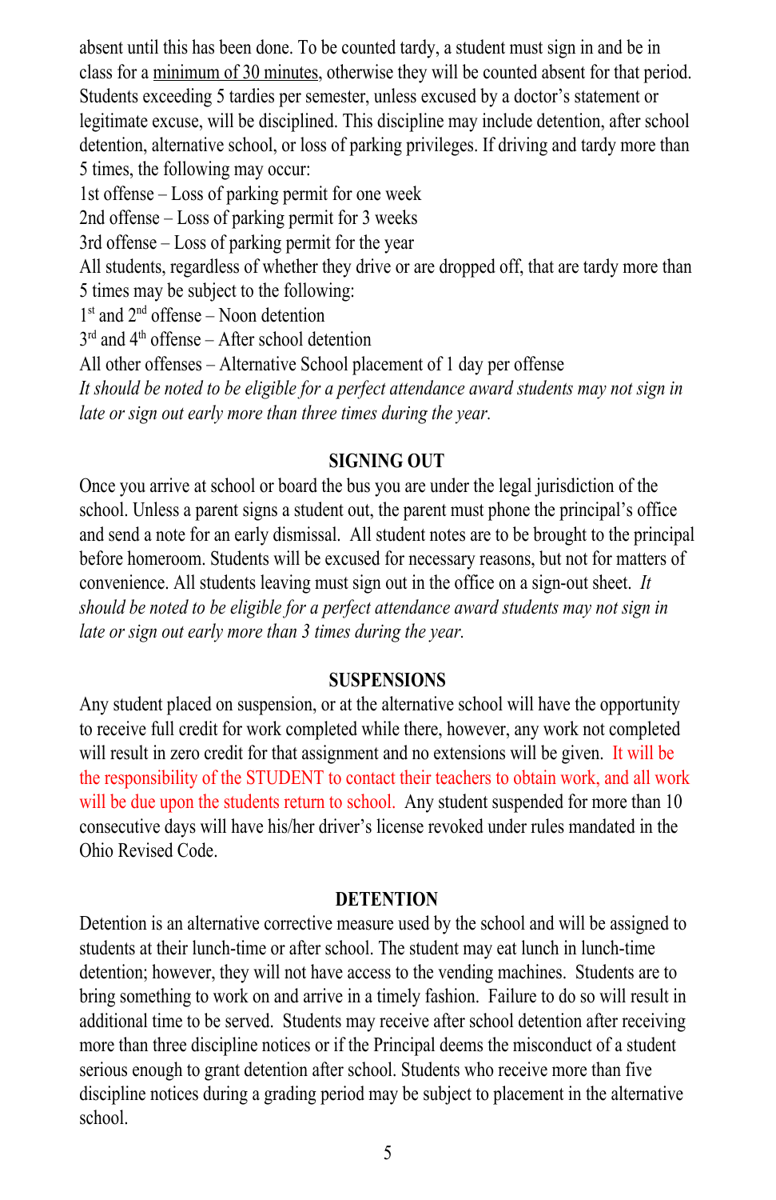absent until this has been done. To be counted tardy, a student must sign in and be in class for a minimum of 30 minutes, otherwise they will be counted absent for that period. Students exceeding 5 tardies per semester, unless excused by a doctor's statement or legitimate excuse, will be disciplined. This discipline may include detention, after school detention, alternative school, or loss of parking privileges. If driving and tardy more than 5 times, the following may occur:

1st offense – Loss of parking permit for one week
2nd offense – Loss of parking permit for 3 weeks
3rd offense – Loss of parking permit for the year

All students, regardless of whether they drive or are dropped off, that are tardy more than 5 times may be subject to the following:

1st and 2nd offense – Noon detention
3rd and 4th offense – After school detention
All other offenses – Alternative School placement of 1 day per offense

*It should be noted to be eligible for a perfect attendance award students may not sign in late or sign out early more than three times during the year.*

## SIGNING OUT

Once you arrive at school or board the bus you are under the legal jurisdiction of the school. Unless a parent signs a student out, the parent must phone the principal's office and send a note for an early dismissal. All student notes are to be brought to the principal before homeroom. Students will be excused for necessary reasons, but not for matters of convenience. All students leaving must sign out in the office on a sign-out sheet. *It should be noted to be eligible for a perfect attendance award students may not sign in late or sign out early more than 3 times during the year.*

## SUSPENSIONS

Any student placed on suspension, or at the alternative school will have the opportunity to receive full credit for work completed while there, however, any work not completed will result in zero credit for that assignment and no extensions will be given. It will be the responsibility of the STUDENT to contact their teachers to obtain work, and all work will be due upon the students return to school. Any student suspended for more than 10 consecutive days will have his/her driver's license revoked under rules mandated in the Ohio Revised Code.

## DETENTION

Detention is an alternative corrective measure used by the school and will be assigned to students at their lunch-time or after school. The student may eat lunch in lunch-time detention; however, they will not have access to the vending machines. Students are to bring something to work on and arrive in a timely fashion. Failure to do so will result in additional time to be served. Students may receive after school detention after receiving more than three discipline notices or if the Principal deems the misconduct of a student serious enough to grant detention after school. Students who receive more than five discipline notices during a grading period may be subject to placement in the alternative school.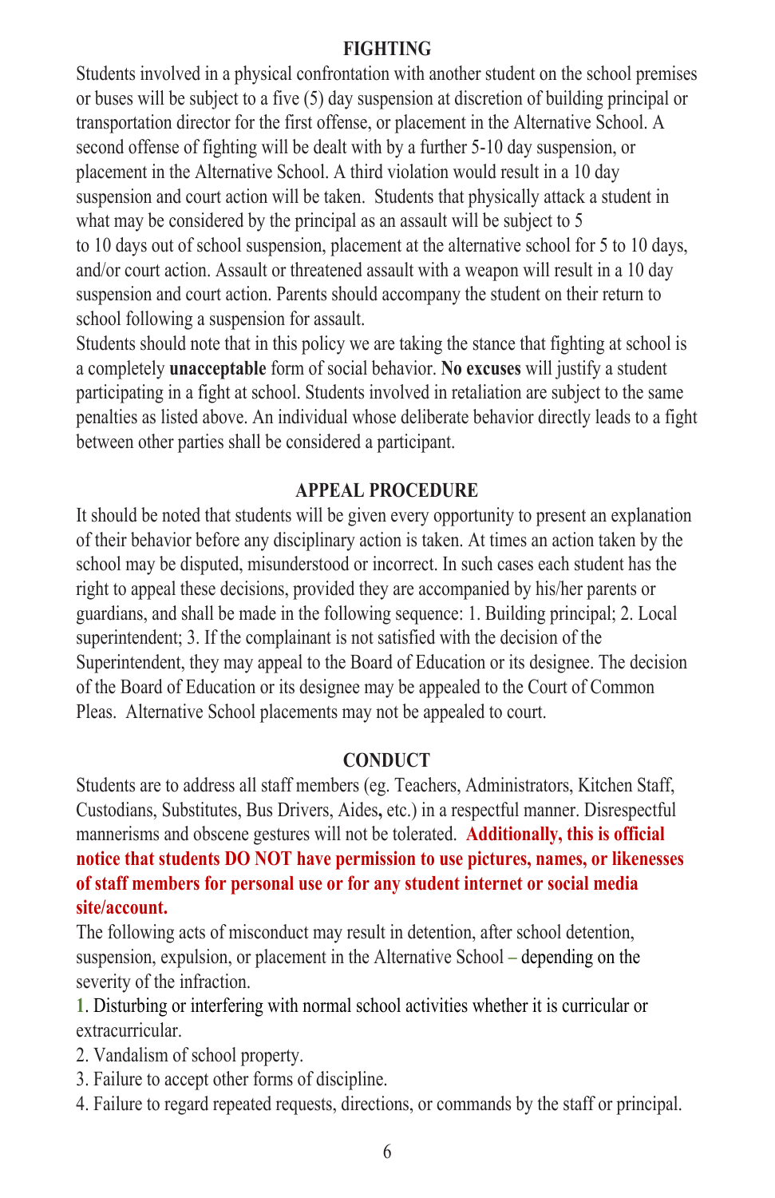## FIGHTING

Students involved in a physical confrontation with another student on the school premises or buses will be subject to a five (5) day suspension at discretion of building principal or transportation director for the first offense, or placement in the Alternative School. A second offense of fighting will be dealt with by a further 5-10 day suspension, or placement in the Alternative School. A third violation would result in a 10 day suspension and court action will be taken. Students that physically attack a student in what may be considered by the principal as an assault will be subject to 5 to 10 days out of school suspension, placement at the alternative school for 5 to 10 days, and/or court action. Assault or threatened assault with a weapon will result in a 10 day suspension and court action. Parents should accompany the student on their return to school following a suspension for assault.

Students should note that in this policy we are taking the stance that fighting at school is a completely **unacceptable** form of social behavior. **No excuses** will justify a student participating in a fight at school. Students involved in retaliation are subject to the same penalties as listed above. An individual whose deliberate behavior directly leads to a fight between other parties shall be considered a participant.

## APPEAL PROCEDURE

It should be noted that students will be given every opportunity to present an explanation of their behavior before any disciplinary action is taken. At times an action taken by the school may be disputed, misunderstood or incorrect. In such cases each student has the right to appeal these decisions, provided they are accompanied by his/her parents or guardians, and shall be made in the following sequence: 1. Building principal; 2. Local superintendent; 3. If the complainant is not satisfied with the decision of the Superintendent, they may appeal to the Board of Education or its designee. The decision of the Board of Education or its designee may be appealed to the Court of Common Pleas. Alternative School placements may not be appealed to court.

## CONDUCT

Students are to address all staff members (eg. Teachers, Administrators, Kitchen Staff, Custodians, Substitutes, Bus Drivers, Aides, etc.) in a respectful manner. Disrespectful mannerisms and obscene gestures will not be tolerated. **Additionally, this is official notice that students DO NOT have permission to use pictures, names, or likenesses of staff members for personal use or for any student internet or social media site/account.**

The following acts of misconduct may result in detention, after school detention, suspension, expulsion, or placement in the Alternative School – depending on the severity of the infraction.

1. Disturbing or interfering with normal school activities whether it is curricular or extracurricular.
2. Vandalism of school property.
3. Failure to accept other forms of discipline.
4. Failure to regard repeated requests, directions, or commands by the staff or principal.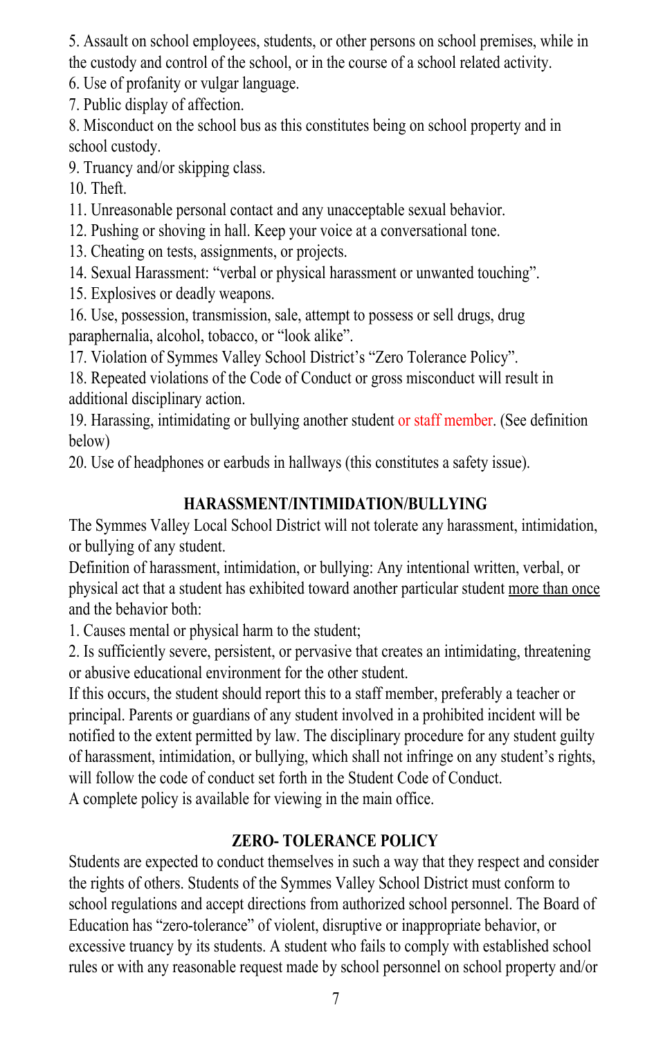5. Assault on school employees, students, or other persons on school premises, while in the custody and control of the school, or in the course of a school related activity.
6. Use of profanity or vulgar language.
7. Public display of affection.
8. Misconduct on the school bus as this constitutes being on school property and in school custody.
9. Truancy and/or skipping class.
10. Theft.
11. Unreasonable personal contact and any unacceptable sexual behavior.
12. Pushing or shoving in hall. Keep your voice at a conversational tone.
13. Cheating on tests, assignments, or projects.
14. Sexual Harassment: "verbal or physical harassment or unwanted touching".
15. Explosives or deadly weapons.
16. Use, possession, transmission, sale, attempt to possess or sell drugs, drug paraphernalia, alcohol, tobacco, or "look alike".
17. Violation of Symmes Valley School District's "Zero Tolerance Policy".
18. Repeated violations of the Code of Conduct or gross misconduct will result in additional disciplinary action.
19. Harassing, intimidating or bullying another student or staff member. (See definition below)
20. Use of headphones or earbuds in hallways (this constitutes a safety issue).

## HARASSMENT/INTIMIDATION/BULLYING

The Symmes Valley Local School District will not tolerate any harassment, intimidation, or bullying of any student.

Definition of harassment, intimidation, or bullying: Any intentional written, verbal, or physical act that a student has exhibited toward another particular student more than once and the behavior both:

1. Causes mental or physical harm to the student;
2. Is sufficiently severe, persistent, or pervasive that creates an intimidating, threatening or abusive educational environment for the other student.

If this occurs, the student should report this to a staff member, preferably a teacher or principal. Parents or guardians of any student involved in a prohibited incident will be notified to the extent permitted by law. The disciplinary procedure for any student guilty of harassment, intimidation, or bullying, which shall not infringe on any student's rights, will follow the code of conduct set forth in the Student Code of Conduct.
A complete policy is available for viewing in the main office.

## ZERO- TOLERANCE POLICY

Students are expected to conduct themselves in such a way that they respect and consider the rights of others. Students of the Symmes Valley School District must conform to school regulations and accept directions from authorized school personnel. The Board of Education has "zero-tolerance" of violent, disruptive or inappropriate behavior, or excessive truancy by its students. A student who fails to comply with established school rules or with any reasonable request made by school personnel on school property and/or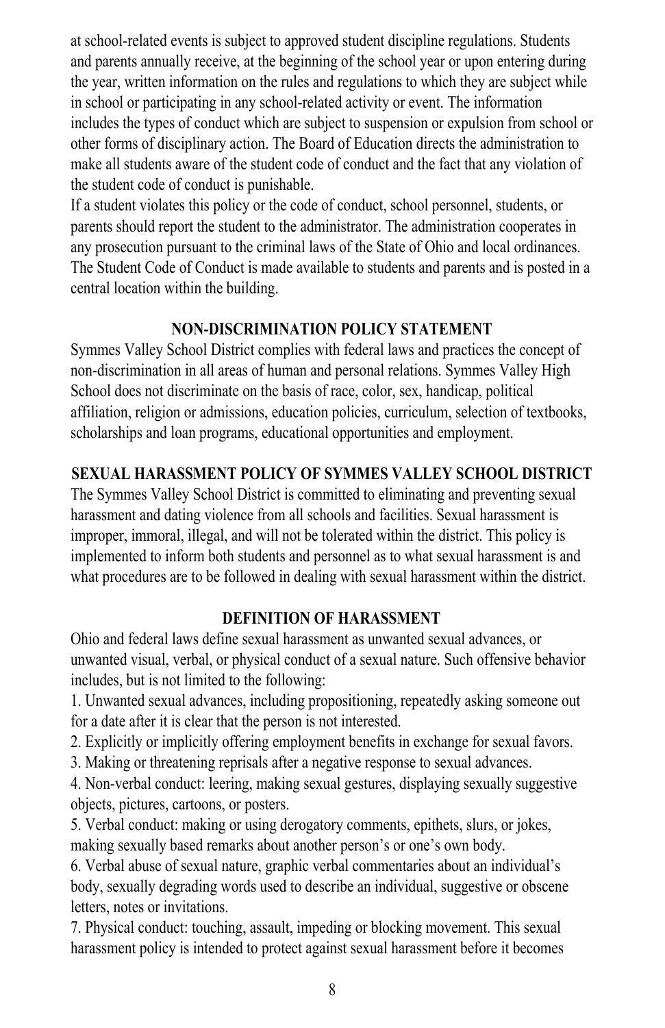at school-related events is subject to approved student discipline regulations. Students and parents annually receive, at the beginning of the school year or upon entering during the year, written information on the rules and regulations to which they are subject while in school or participating in any school-related activity or event. The information includes the types of conduct which are subject to suspension or expulsion from school or other forms of disciplinary action. The Board of Education directs the administration to make all students aware of the student code of conduct and the fact that any violation of the student code of conduct is punishable.

If a student violates this policy or the code of conduct, school personnel, students, or parents should report the student to the administrator. The administration cooperates in any prosecution pursuant to the criminal laws of the State of Ohio and local ordinances. The Student Code of Conduct is made available to students and parents and is posted in a central location within the building.

## NON-DISCRIMINATION POLICY STATEMENT

Symmes Valley School District complies with federal laws and practices the concept of non-discrimination in all areas of human and personal relations. Symmes Valley High School does not discriminate on the basis of race, color, sex, handicap, political affiliation, religion or admissions, education policies, curriculum, selection of textbooks, scholarships and loan programs, educational opportunities and employment.

## SEXUAL HARASSMENT POLICY OF SYMMES VALLEY SCHOOL DISTRICT

The Symmes Valley School District is committed to eliminating and preventing sexual harassment and dating violence from all schools and facilities. Sexual harassment is improper, immoral, illegal, and will not be tolerated within the district. This policy is implemented to inform both students and personnel as to what sexual harassment is and what procedures are to be followed in dealing with sexual harassment within the district.

## DEFINITION OF HARASSMENT

Ohio and federal laws define sexual harassment as unwanted sexual advances, or unwanted visual, verbal, or physical conduct of a sexual nature. Such offensive behavior includes, but is not limited to the following:

1. Unwanted sexual advances, including propositioning, repeatedly asking someone out for a date after it is clear that the person is not interested.
2. Explicitly or implicitly offering employment benefits in exchange for sexual favors.
3. Making or threatening reprisals after a negative response to sexual advances.
4. Non-verbal conduct: leering, making sexual gestures, displaying sexually suggestive objects, pictures, cartoons, or posters.
5. Verbal conduct: making or using derogatory comments, epithets, slurs, or jokes, making sexually based remarks about another person's or one's own body.
6. Verbal abuse of sexual nature, graphic verbal commentaries about an individual's body, sexually degrading words used to describe an individual, suggestive or obscene letters, notes or invitations.
7. Physical conduct: touching, assault, impeding or blocking movement. This sexual harassment policy is intended to protect against sexual harassment before it becomes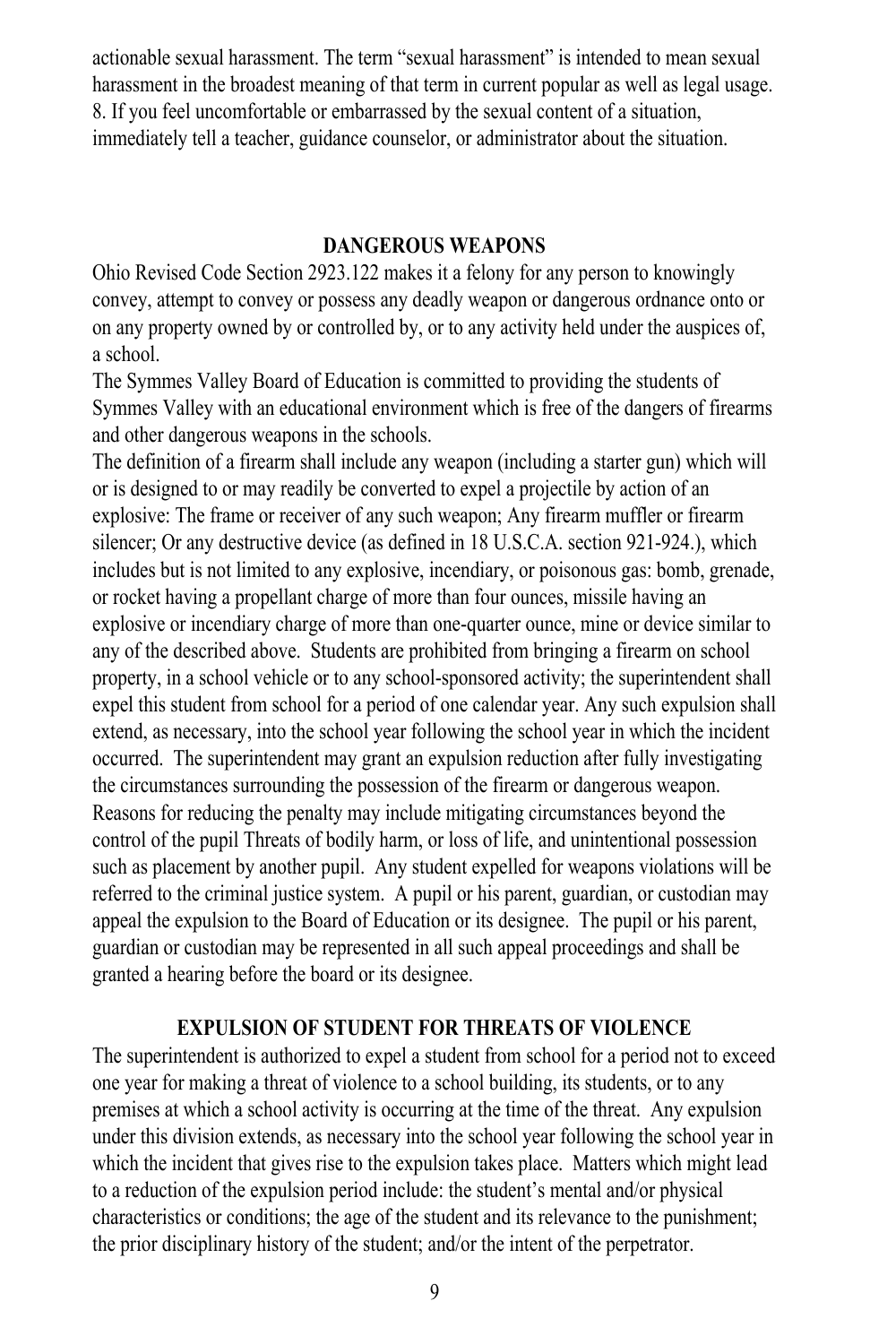actionable sexual harassment. The term "sexual harassment" is intended to mean sexual harassment in the broadest meaning of that term in current popular as well as legal usage.
8. If you feel uncomfortable or embarrassed by the sexual content of a situation, immediately tell a teacher, guidance counselor, or administrator about the situation.

## DANGEROUS WEAPONS

Ohio Revised Code Section 2923.122 makes it a felony for any person to knowingly convey, attempt to convey or possess any deadly weapon or dangerous ordnance onto or on any property owned by or controlled by, or to any activity held under the auspices of, a school.

The Symmes Valley Board of Education is committed to providing the students of Symmes Valley with an educational environment which is free of the dangers of firearms and other dangerous weapons in the schools.

The definition of a firearm shall include any weapon (including a starter gun) which will or is designed to or may readily be converted to expel a projectile by action of an explosive: The frame or receiver of any such weapon; Any firearm muffler or firearm silencer; Or any destructive device (as defined in 18 U.S.C.A. section 921-924.), which includes but is not limited to any explosive, incendiary, or poisonous gas: bomb, grenade, or rocket having a propellant charge of more than four ounces, missile having an explosive or incendiary charge of more than one-quarter ounce, mine or device similar to any of the described above. Students are prohibited from bringing a firearm on school property, in a school vehicle or to any school-sponsored activity; the superintendent shall expel this student from school for a period of one calendar year. Any such expulsion shall extend, as necessary, into the school year following the school year in which the incident occurred. The superintendent may grant an expulsion reduction after fully investigating the circumstances surrounding the possession of the firearm or dangerous weapon. Reasons for reducing the penalty may include mitigating circumstances beyond the control of the pupil Threats of bodily harm, or loss of life, and unintentional possession such as placement by another pupil. Any student expelled for weapons violations will be referred to the criminal justice system. A pupil or his parent, guardian, or custodian may appeal the expulsion to the Board of Education or its designee. The pupil or his parent, guardian or custodian may be represented in all such appeal proceedings and shall be granted a hearing before the board or its designee.

## EXPULSION OF STUDENT FOR THREATS OF VIOLENCE

The superintendent is authorized to expel a student from school for a period not to exceed one year for making a threat of violence to a school building, its students, or to any premises at which a school activity is occurring at the time of the threat. Any expulsion under this division extends, as necessary into the school year following the school year in which the incident that gives rise to the expulsion takes place. Matters which might lead to a reduction of the expulsion period include: the student's mental and/or physical characteristics or conditions; the age of the student and its relevance to the punishment; the prior disciplinary history of the student; and/or the intent of the perpetrator.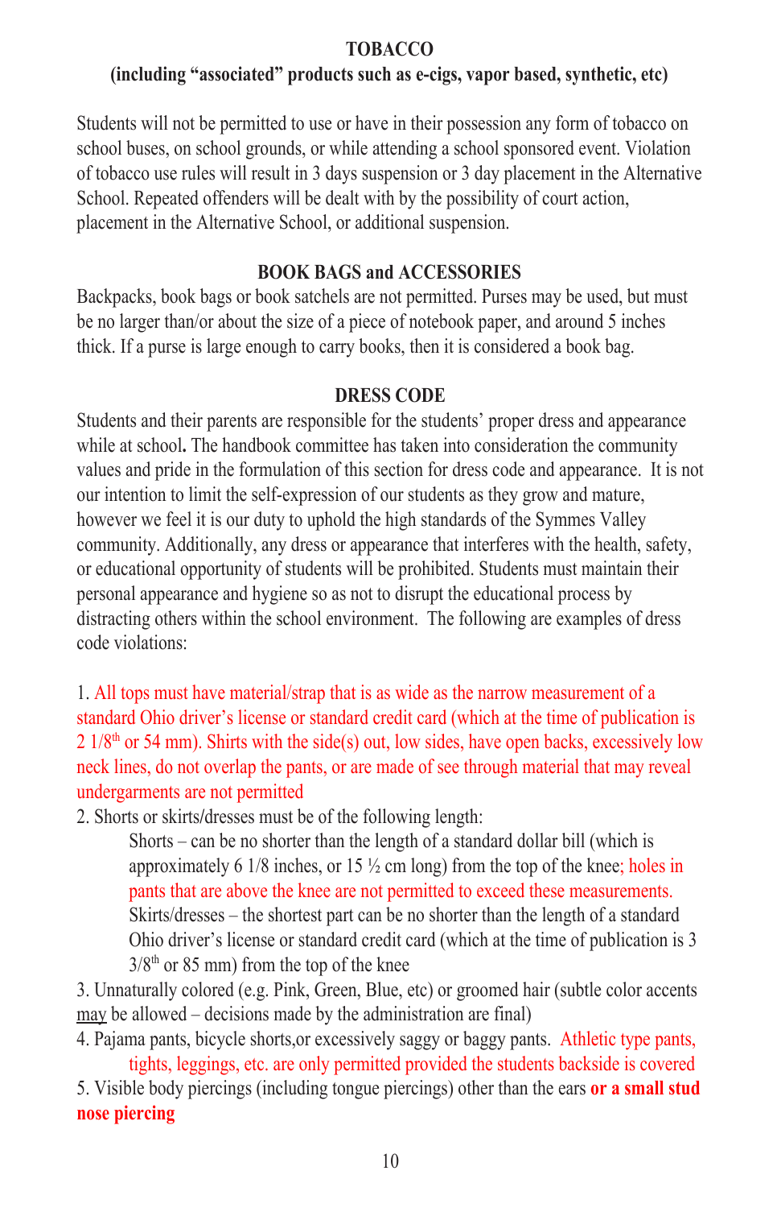## TOBACCO

### (including "associated" products such as e-cigs, vapor based, synthetic, etc)

Students will not be permitted to use or have in their possession any form of tobacco on school buses, on school grounds, or while attending a school sponsored event. Violation of tobacco use rules will result in 3 days suspension or 3 day placement in the Alternative School. Repeated offenders will be dealt with by the possibility of court action, placement in the Alternative School, or additional suspension.

## BOOK BAGS and ACCESSORIES

Backpacks, book bags or book satchels are not permitted. Purses may be used, but must be no larger than/or about the size of a piece of notebook paper, and around 5 inches thick. If a purse is large enough to carry books, then it is considered a book bag.

## DRESS CODE

Students and their parents are responsible for the students' proper dress and appearance while at school**.** The handbook committee has taken into consideration the community values and pride in the formulation of this section for dress code and appearance. It is not our intention to limit the self-expression of our students as they grow and mature, however we feel it is our duty to uphold the high standards of the Symmes Valley community. Additionally, any dress or appearance that interferes with the health, safety, or educational opportunity of students will be prohibited. Students must maintain their personal appearance and hygiene so as not to disrupt the educational process by distracting others within the school environment. The following are examples of dress code violations:

1. All tops must have material/strap that is as wide as the narrow measurement of a standard Ohio driver's license or standard credit card (which at the time of publication is 2 1/8th or 54 mm). Shirts with the side(s) out, low sides, have open backs, excessively low neck lines, do not overlap the pants, or are made of see through material that may reveal undergarments are not permitted
2. Shorts or skirts/dresses must be of the following length:
   - Shorts – can be no shorter than the length of a standard dollar bill (which is approximately 6 1/8 inches, or 15 ½ cm long) from the top of the knee; holes in pants that are above the knee are not permitted to exceed these measurements.
   - Skirts/dresses – the shortest part can be no shorter than the length of a standard Ohio driver's license or standard credit card (which at the time of publication is 3 3/8th or 85 mm) from the top of the knee
3. Unnaturally colored (e.g. Pink, Green, Blue, etc) or groomed hair (subtle color accents may be allowed – decisions made by the administration are final)
4. Pajama pants, bicycle shorts,or excessively saggy or baggy pants. Athletic type pants, tights, leggings, etc. are only permitted provided the students backside is covered
5. Visible body piercings (including tongue piercings) other than the ears **or a small stud nose piercing**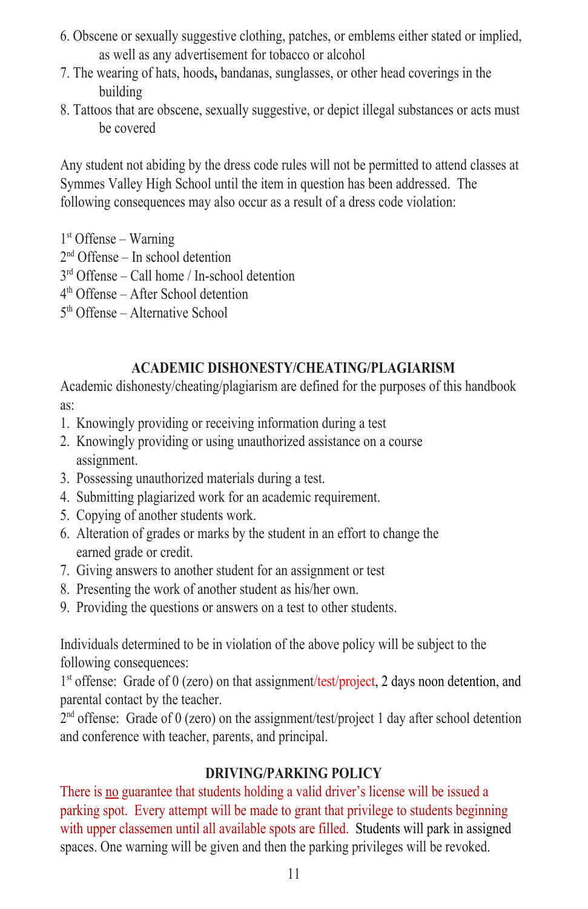6. Obscene or sexually suggestive clothing, patches, or emblems either stated or implied, as well as any advertisement for tobacco or alcohol
7. The wearing of hats, hoods**,** bandanas, sunglasses, or other head coverings in the building
8. Tattoos that are obscene, sexually suggestive, or depict illegal substances or acts must be covered

Any student not abiding by the dress code rules will not be permitted to attend classes at Symmes Valley High School until the item in question has been addressed. The following consequences may also occur as a result of a dress code violation:

1st Offense – Warning
2nd Offense – In school detention
3rd Offense – Call home / In-school detention
4th Offense – After School detention
5th Offense – Alternative School

## ACADEMIC DISHONESTY/CHEATING/PLAGIARISM

Academic dishonesty/cheating/plagiarism are defined for the purposes of this handbook as:

1. Knowingly providing or receiving information during a test
2. Knowingly providing or using unauthorized assistance on a course assignment.
3. Possessing unauthorized materials during a test.
4. Submitting plagiarized work for an academic requirement.
5. Copying of another students work.
6. Alteration of grades or marks by the student in an effort to change the earned grade or credit.
7. Giving answers to another student for an assignment or test
8. Presenting the work of another student as his/her own.
9. Providing the questions or answers on a test to other students.

Individuals determined to be in violation of the above policy will be subject to the following consequences:
1st offense: Grade of 0 (zero) on that assignment/test/project, 2 days noon detention, and parental contact by the teacher.
2nd offense: Grade of 0 (zero) on the assignment/test/project 1 day after school detention and conference with teacher, parents, and principal.

## DRIVING/PARKING POLICY

There is no guarantee that students holding a valid driver's license will be issued a parking spot. Every attempt will be made to grant that privilege to students beginning with upper classemen until all available spots are filled. Students will park in assigned spaces. One warning will be given and then the parking privileges will be revoked.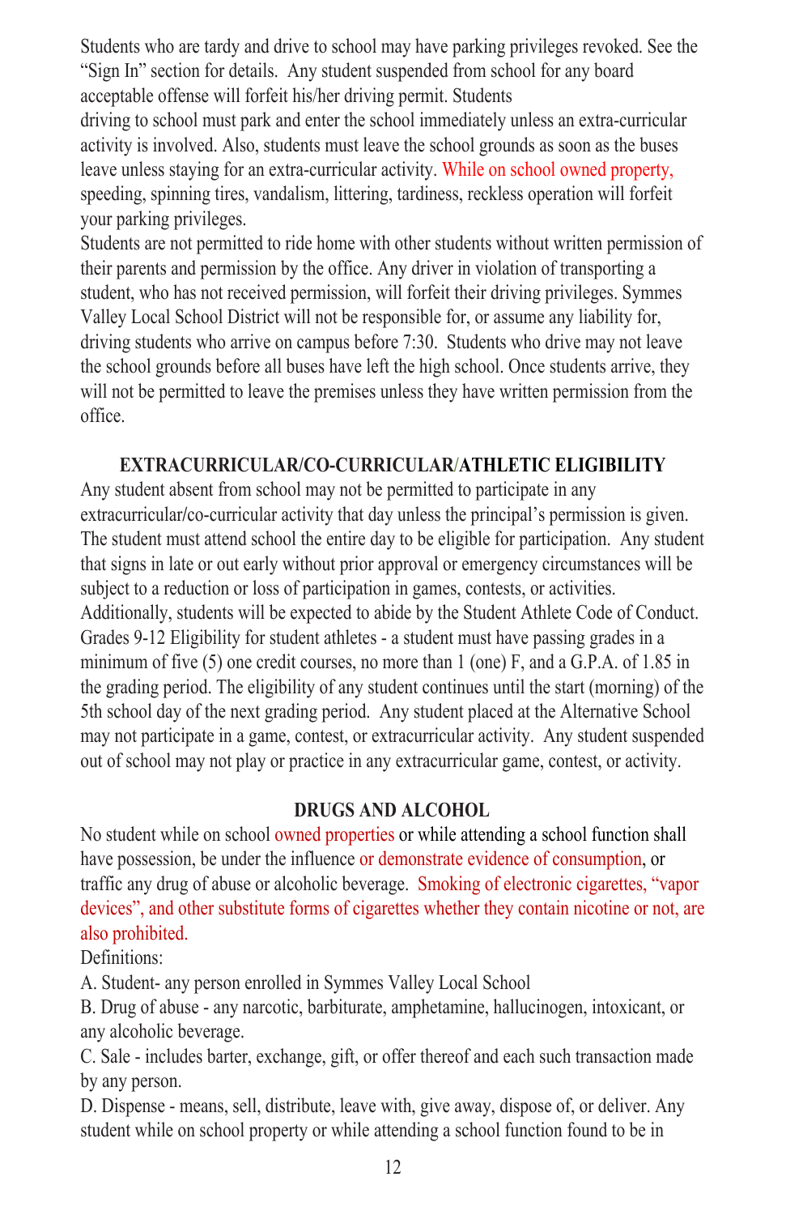Students who are tardy and drive to school may have parking privileges revoked. See the "Sign In" section for details. Any student suspended from school for any board acceptable offense will forfeit his/her driving permit. Students driving to school must park and enter the school immediately unless an extra-curricular activity is involved. Also, students must leave the school grounds as soon as the buses leave unless staying for an extra-curricular activity. While on school owned property, speeding, spinning tires, vandalism, littering, tardiness, reckless operation will forfeit your parking privileges.

Students are not permitted to ride home with other students without written permission of their parents and permission by the office. Any driver in violation of transporting a student, who has not received permission, will forfeit their driving privileges. Symmes Valley Local School District will not be responsible for, or assume any liability for, driving students who arrive on campus before 7:30. Students who drive may not leave the school grounds before all buses have left the high school. Once students arrive, they will not be permitted to leave the premises unless they have written permission from the office.

## EXTRACURRICULAR/CO-CURRICULAR/ATHLETIC ELIGIBILITY

Any student absent from school may not be permitted to participate in any extracurricular/co-curricular activity that day unless the principal's permission is given. The student must attend school the entire day to be eligible for participation. Any student that signs in late or out early without prior approval or emergency circumstances will be subject to a reduction or loss of participation in games, contests, or activities. Additionally, students will be expected to abide by the Student Athlete Code of Conduct. Grades 9-12 Eligibility for student athletes - a student must have passing grades in a minimum of five (5) one credit courses, no more than 1 (one) F, and a G.P.A. of 1.85 in the grading period. The eligibility of any student continues until the start (morning) of the 5th school day of the next grading period. Any student placed at the Alternative School may not participate in a game, contest, or extracurricular activity. Any student suspended out of school may not play or practice in any extracurricular game, contest, or activity.

## DRUGS AND ALCOHOL

No student while on school owned properties or while attending a school function shall have possession, be under the influence or demonstrate evidence of consumption, or traffic any drug of abuse or alcoholic beverage. Smoking of electronic cigarettes, "vapor devices", and other substitute forms of cigarettes whether they contain nicotine or not, are also prohibited.

Definitions:

A. Student- any person enrolled in Symmes Valley Local School

B. Drug of abuse - any narcotic, barbiturate, amphetamine, hallucinogen, intoxicant, or any alcoholic beverage.

C. Sale - includes barter, exchange, gift, or offer thereof and each such transaction made by any person.

D. Dispense - means, sell, distribute, leave with, give away, dispose of, or deliver. Any student while on school property or while attending a school function found to be in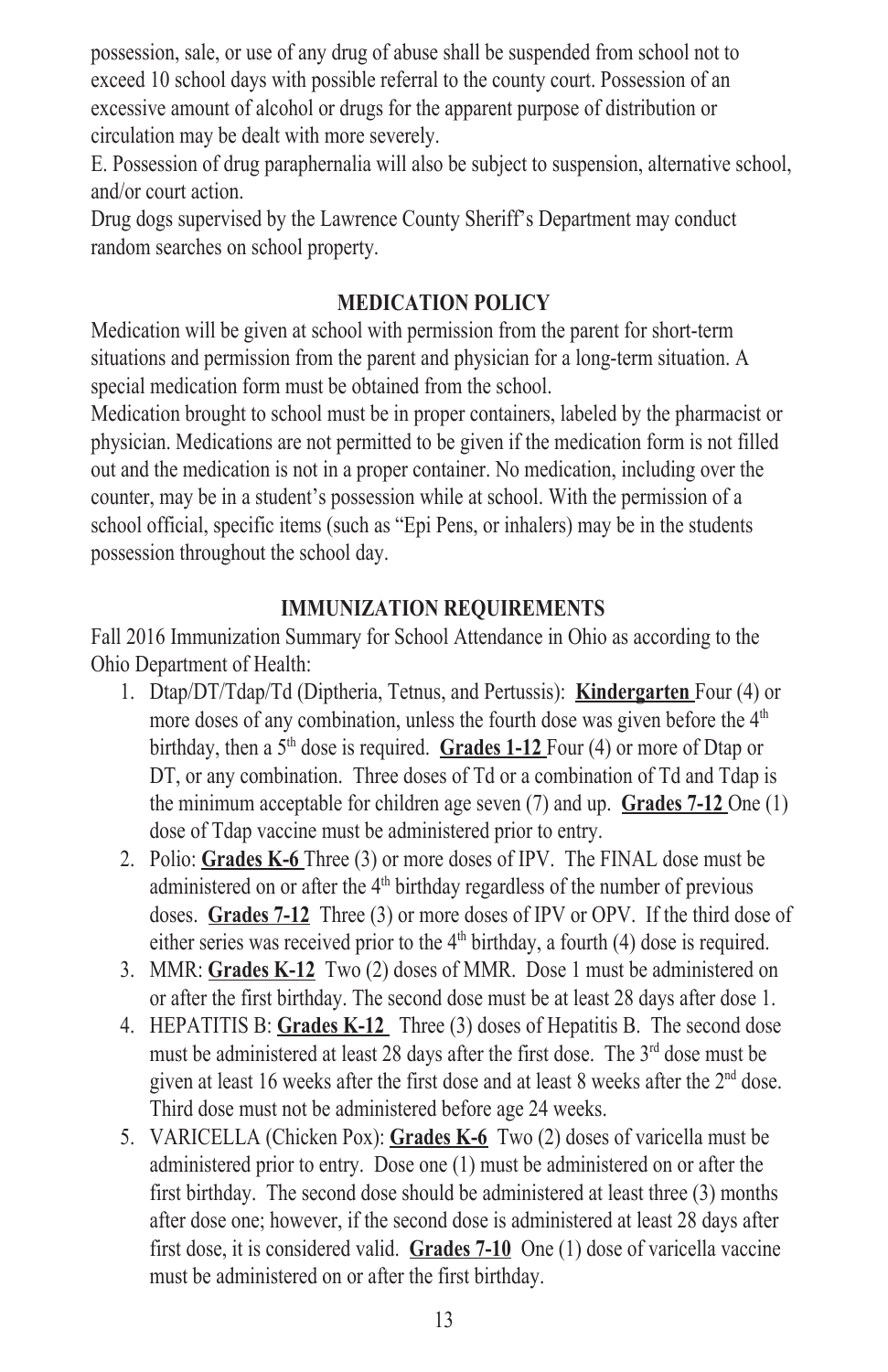possession, sale, or use of any drug of abuse shall be suspended from school not to exceed 10 school days with possible referral to the county court. Possession of an excessive amount of alcohol or drugs for the apparent purpose of distribution or circulation may be dealt with more severely.

E. Possession of drug paraphernalia will also be subject to suspension, alternative school, and/or court action.

Drug dogs supervised by the Lawrence County Sheriff's Department may conduct random searches on school property.

## MEDICATION POLICY

Medication will be given at school with permission from the parent for short-term situations and permission from the parent and physician for a long-term situation. A special medication form must be obtained from the school.

Medication brought to school must be in proper containers, labeled by the pharmacist or physician. Medications are not permitted to be given if the medication form is not filled out and the medication is not in a proper container. No medication, including over the counter, may be in a student's possession while at school. With the permission of a school official, specific items (such as "Epi Pens, or inhalers) may be in the students possession throughout the school day.

## IMMUNIZATION REQUIREMENTS

Fall 2016 Immunization Summary for School Attendance in Ohio as according to the Ohio Department of Health:

1. Dtap/DT/Tdap/Td (Diptheria, Tetnus, and Pertussis): **Kindergarten** Four (4) or more doses of any combination, unless the fourth dose was given before the 4th birthday, then a 5th dose is required. **Grades 1-12** Four (4) or more of Dtap or DT, or any combination. Three doses of Td or a combination of Td and Tdap is the minimum acceptable for children age seven (7) and up. **Grades 7-12** One (1) dose of Tdap vaccine must be administered prior to entry.
2. Polio: **Grades K-6** Three (3) or more doses of IPV. The FINAL dose must be administered on or after the 4th birthday regardless of the number of previous doses. **Grades 7-12** Three (3) or more doses of IPV or OPV. If the third dose of either series was received prior to the 4th birthday, a fourth (4) dose is required.
3. MMR: **Grades K-12** Two (2) doses of MMR. Dose 1 must be administered on or after the first birthday. The second dose must be at least 28 days after dose 1.
4. HEPATITIS B: **Grades K-12** Three (3) doses of Hepatitis B. The second dose must be administered at least 28 days after the first dose. The 3rd dose must be given at least 16 weeks after the first dose and at least 8 weeks after the 2nd dose. Third dose must not be administered before age 24 weeks.
5. VARICELLA (Chicken Pox): **Grades K-6** Two (2) doses of varicella must be administered prior to entry. Dose one (1) must be administered on or after the first birthday. The second dose should be administered at least three (3) months after dose one; however, if the second dose is administered at least 28 days after first dose, it is considered valid. **Grades 7-10** One (1) dose of varicella vaccine must be administered on or after the first birthday.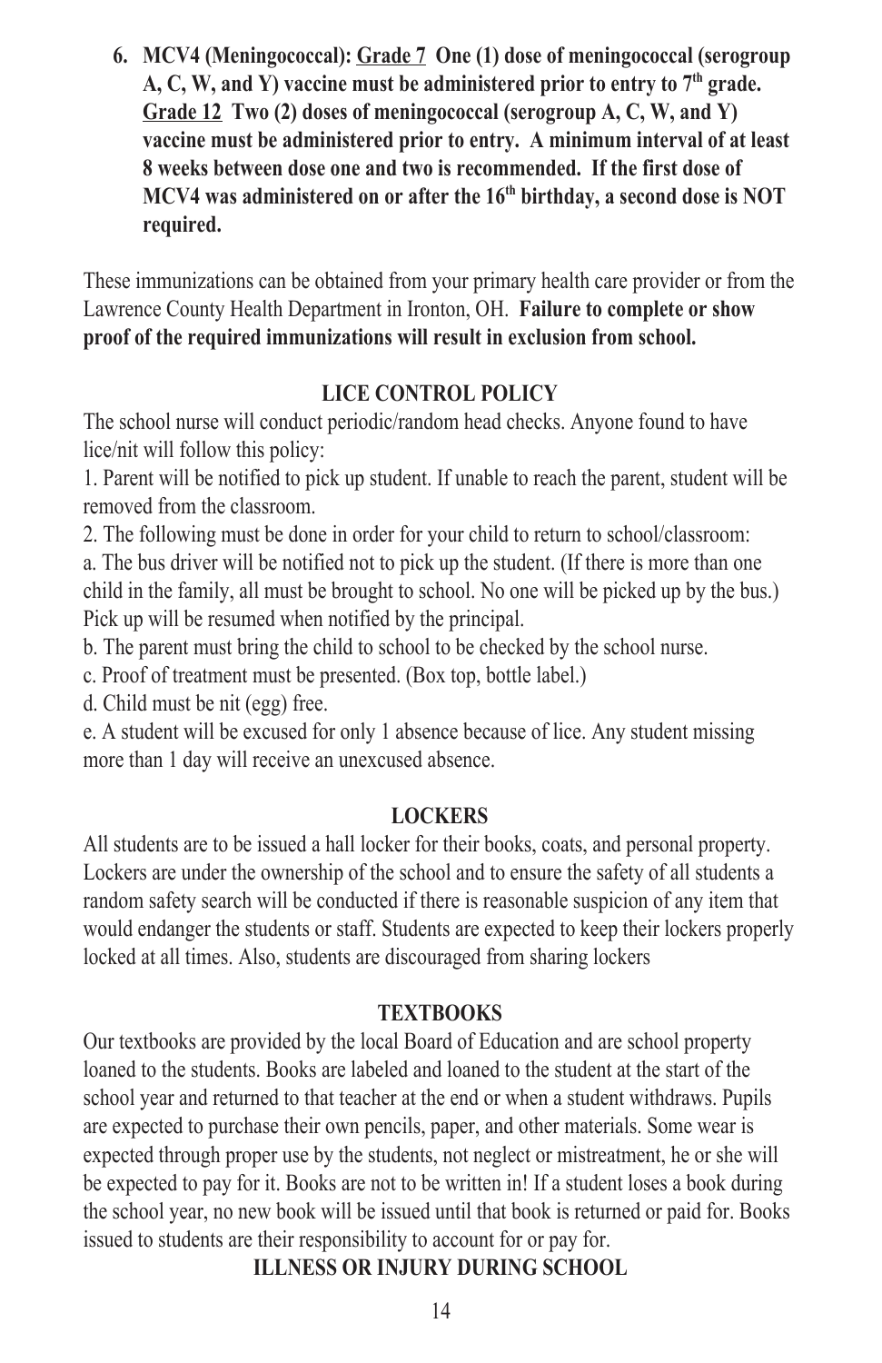6. **MCV4 (Meningococcal): <u>Grade 7</u> One (1) dose of meningococcal (serogroup A, C, W, and Y) vaccine must be administered prior to entry to 7th grade. <u>Grade 12</u> Two (2) doses of meningococcal (serogroup A, C, W, and Y) vaccine must be administered prior to entry. A minimum interval of at least 8 weeks between dose one and two is recommended. If the first dose of MCV4 was administered on or after the 16th birthday, a second dose is NOT required.**

These immunizations can be obtained from your primary health care provider or from the Lawrence County Health Department in Ironton, OH. **Failure to complete or show proof of the required immunizations will result in exclusion from school.**

## LICE CONTROL POLICY

The school nurse will conduct periodic/random head checks. Anyone found to have lice/nit will follow this policy:

1. Parent will be notified to pick up student. If unable to reach the parent, student will be removed from the classroom.
2. The following must be done in order for your child to return to school/classroom:

a. The bus driver will be notified not to pick up the student. (If there is more than one child in the family, all must be brought to school. No one will be picked up by the bus.) Pick up will be resumed when notified by the principal.

b. The parent must bring the child to school to be checked by the school nurse.

c. Proof of treatment must be presented. (Box top, bottle label.)

d. Child must be nit (egg) free.

e. A student will be excused for only 1 absence because of lice. Any student missing more than 1 day will receive an unexcused absence.

## LOCKERS

All students are to be issued a hall locker for their books, coats, and personal property. Lockers are under the ownership of the school and to ensure the safety of all students a random safety search will be conducted if there is reasonable suspicion of any item that would endanger the students or staff. Students are expected to keep their lockers properly locked at all times. Also, students are discouraged from sharing lockers

## TEXTBOOKS

Our textbooks are provided by the local Board of Education and are school property loaned to the students. Books are labeled and loaned to the student at the start of the school year and returned to that teacher at the end or when a student withdraws. Pupils are expected to purchase their own pencils, paper, and other materials. Some wear is expected through proper use by the students, not neglect or mistreatment, he or she will be expected to pay for it. Books are not to be written in! If a student loses a book during the school year, no new book will be issued until that book is returned or paid for. Books issued to students are their responsibility to account for or pay for.

## ILLNESS OR INJURY DURING SCHOOL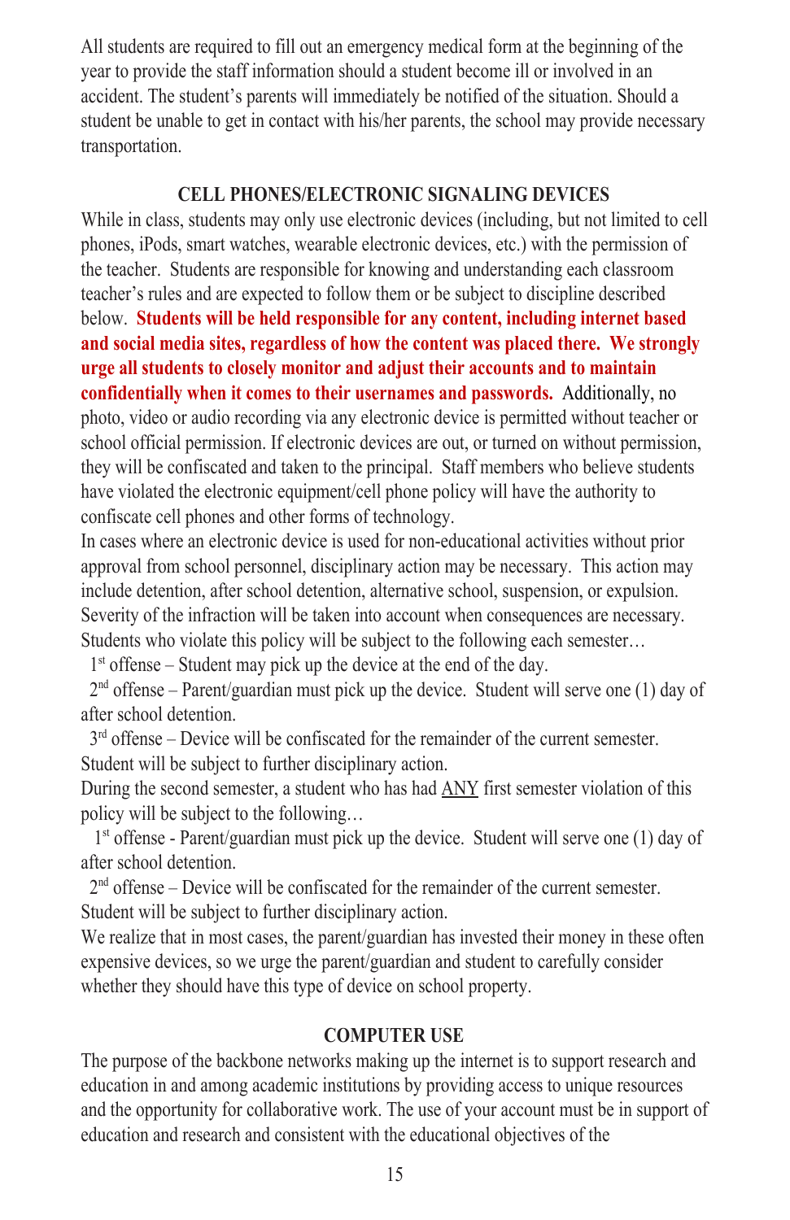All students are required to fill out an emergency medical form at the beginning of the year to provide the staff information should a student become ill or involved in an accident. The student's parents will immediately be notified of the situation. Should a student be unable to get in contact with his/her parents, the school may provide necessary transportation.

## CELL PHONES/ELECTRONIC SIGNALING DEVICES

While in class, students may only use electronic devices (including, but not limited to cell phones, iPods, smart watches, wearable electronic devices, etc.) with the permission of the teacher. Students are responsible for knowing and understanding each classroom teacher's rules and are expected to follow them or be subject to discipline described below. **Students will be held responsible for any content, including internet based and social media sites, regardless of how the content was placed there. We strongly urge all students to closely monitor and adjust their accounts and to maintain confidentially when it comes to their usernames and passwords.** Additionally, no photo, video or audio recording via any electronic device is permitted without teacher or school official permission. If electronic devices are out, or turned on without permission, they will be confiscated and taken to the principal. Staff members who believe students have violated the electronic equipment/cell phone policy will have the authority to confiscate cell phones and other forms of technology.

In cases where an electronic device is used for non-educational activities without prior approval from school personnel, disciplinary action may be necessary. This action may include detention, after school detention, alternative school, suspension, or expulsion. Severity of the infraction will be taken into account when consequences are necessary. Students who violate this policy will be subject to the following each semester…

1st offense – Student may pick up the device at the end of the day.

2nd offense – Parent/guardian must pick up the device. Student will serve one (1) day of after school detention.

3rd offense – Device will be confiscated for the remainder of the current semester. Student will be subject to further disciplinary action.

During the second semester, a student who has had ANY first semester violation of this policy will be subject to the following…

1st offense - Parent/guardian must pick up the device. Student will serve one (1) day of after school detention.

2nd offense – Device will be confiscated for the remainder of the current semester. Student will be subject to further disciplinary action.

We realize that in most cases, the parent/guardian has invested their money in these often expensive devices, so we urge the parent/guardian and student to carefully consider whether they should have this type of device on school property.

## COMPUTER USE

The purpose of the backbone networks making up the internet is to support research and education in and among academic institutions by providing access to unique resources and the opportunity for collaborative work. The use of your account must be in support of education and research and consistent with the educational objectives of the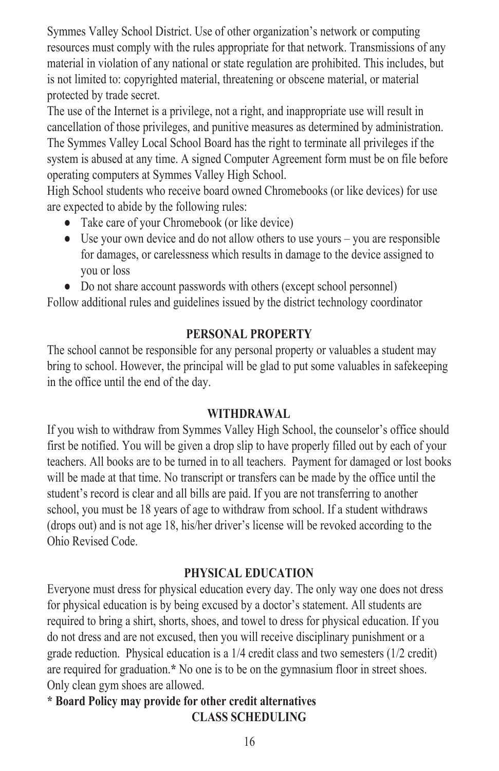Symmes Valley School District. Use of other organization's network or computing resources must comply with the rules appropriate for that network. Transmissions of any material in violation of any national or state regulation are prohibited. This includes, but is not limited to: copyrighted material, threatening or obscene material, or material protected by trade secret.

The use of the Internet is a privilege, not a right, and inappropriate use will result in cancellation of those privileges, and punitive measures as determined by administration. The Symmes Valley Local School Board has the right to terminate all privileges if the system is abused at any time. A signed Computer Agreement form must be on file before operating computers at Symmes Valley High School.

High School students who receive board owned Chromebooks (or like devices) for use are expected to abide by the following rules:

- Take care of your Chromebook (or like device)
- Use your own device and do not allow others to use yours – you are responsible for damages, or carelessness which results in damage to the device assigned to you or loss
- Do not share account passwords with others (except school personnel)

Follow additional rules and guidelines issued by the district technology coordinator

## PERSONAL PROPERTY

The school cannot be responsible for any personal property or valuables a student may bring to school. However, the principal will be glad to put some valuables in safekeeping in the office until the end of the day.

## WITHDRAWAL

If you wish to withdraw from Symmes Valley High School, the counselor's office should first be notified. You will be given a drop slip to have properly filled out by each of your teachers. All books are to be turned in to all teachers. Payment for damaged or lost books will be made at that time. No transcript or transfers can be made by the office until the student's record is clear and all bills are paid. If you are not transferring to another school, you must be 18 years of age to withdraw from school. If a student withdraws (drops out) and is not age 18, his/her driver's license will be revoked according to the Ohio Revised Code.

## PHYSICAL EDUCATION

Everyone must dress for physical education every day. The only way one does not dress for physical education is by being excused by a doctor's statement. All students are required to bring a shirt, shorts, shoes, and towel to dress for physical education. If you do not dress and are not excused, then you will receive disciplinary punishment or a grade reduction. Physical education is a 1/4 credit class and two semesters (1/2 credit) are required for graduation.**\*** No one is to be on the gymnasium floor in street shoes. Only clean gym shoes are allowed.

**\* Board Policy may provide for other credit alternatives**

## CLASS SCHEDULING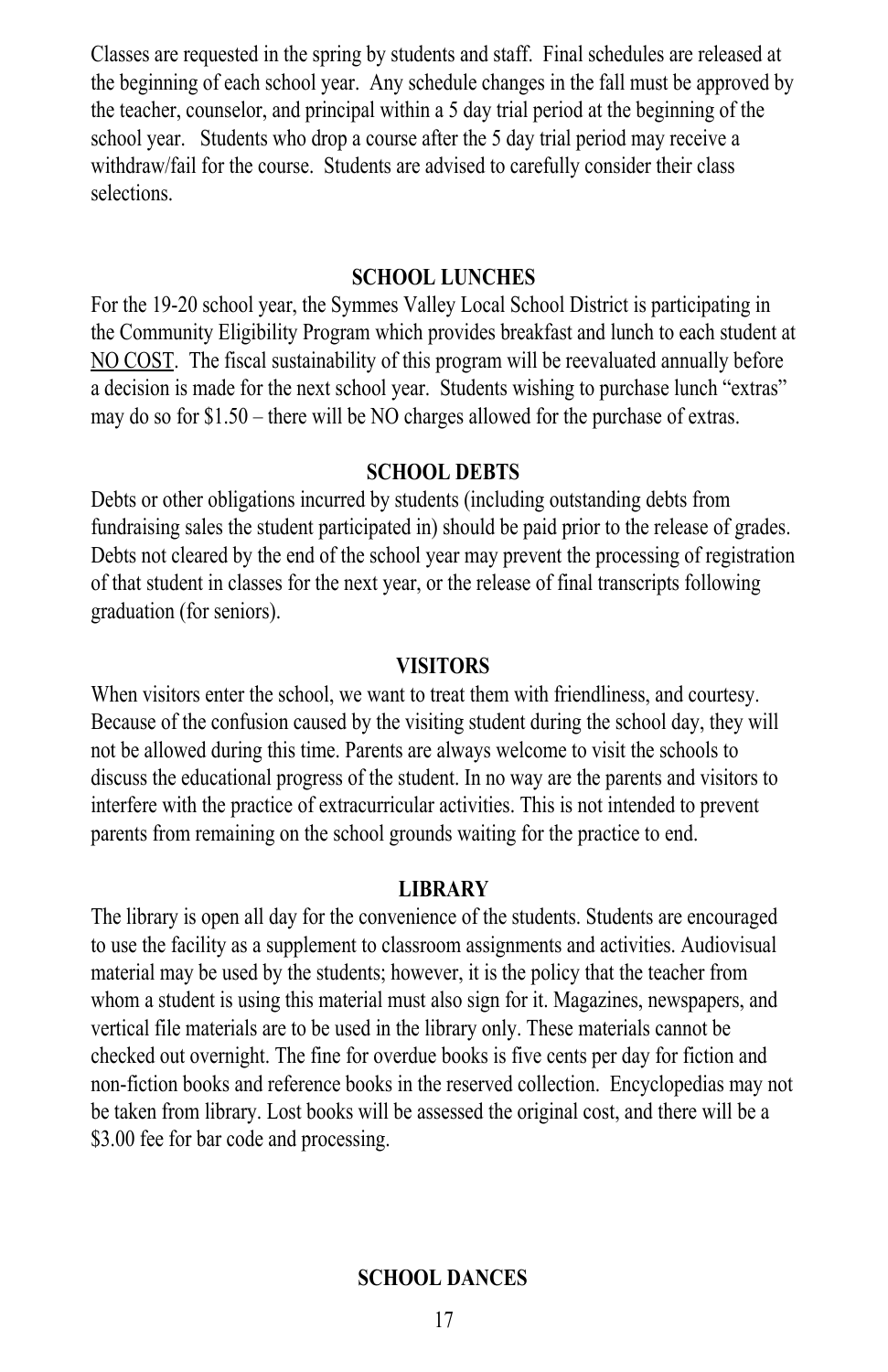Classes are requested in the spring by students and staff. Final schedules are released at the beginning of each school year. Any schedule changes in the fall must be approved by the teacher, counselor, and principal within a 5 day trial period at the beginning of the school year. Students who drop a course after the 5 day trial period may receive a withdraw/fail for the course. Students are advised to carefully consider their class selections.

## SCHOOL LUNCHES

For the 19-20 school year, the Symmes Valley Local School District is participating in the Community Eligibility Program which provides breakfast and lunch to each student at <u>NO COST</u>. The fiscal sustainability of this program will be reevaluated annually before a decision is made for the next school year. Students wishing to purchase lunch "extras" may do so for $1.50 – there will be NO charges allowed for the purchase of extras.

## SCHOOL DEBTS

Debts or other obligations incurred by students (including outstanding debts from fundraising sales the student participated in) should be paid prior to the release of grades. Debts not cleared by the end of the school year may prevent the processing of registration of that student in classes for the next year, or the release of final transcripts following graduation (for seniors).

## VISITORS

When visitors enter the school, we want to treat them with friendliness, and courtesy. Because of the confusion caused by the visiting student during the school day, they will not be allowed during this time. Parents are always welcome to visit the schools to discuss the educational progress of the student. In no way are the parents and visitors to interfere with the practice of extracurricular activities. This is not intended to prevent parents from remaining on the school grounds waiting for the practice to end.

## LIBRARY

The library is open all day for the convenience of the students. Students are encouraged to use the facility as a supplement to classroom assignments and activities. Audiovisual material may be used by the students; however, it is the policy that the teacher from whom a student is using this material must also sign for it. Magazines, newspapers, and vertical file materials are to be used in the library only. These materials cannot be checked out overnight. The fine for overdue books is five cents per day for fiction and non-fiction books and reference books in the reserved collection. Encyclopedias may not be taken from library. Lost books will be assessed the original cost, and there will be a $3.00 fee for bar code and processing.

## SCHOOL DANCES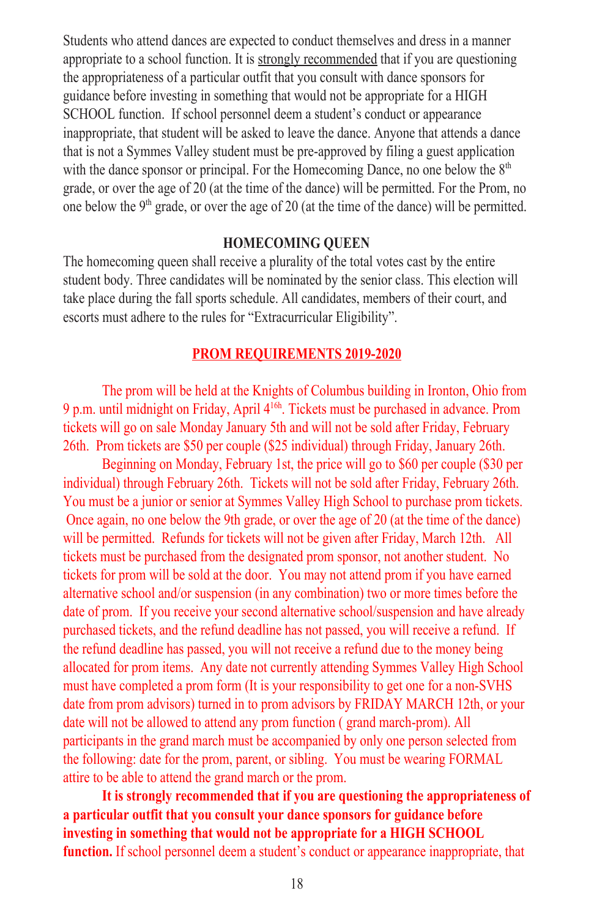Students who attend dances are expected to conduct themselves and dress in a manner appropriate to a school function. It is strongly recommended that if you are questioning the appropriateness of a particular outfit that you consult with dance sponsors for guidance before investing in something that would not be appropriate for a HIGH SCHOOL function. If school personnel deem a student's conduct or appearance inappropriate, that student will be asked to leave the dance. Anyone that attends a dance that is not a Symmes Valley student must be pre-approved by filing a guest application with the dance sponsor or principal. For the Homecoming Dance, no one below the 8th grade, or over the age of 20 (at the time of the dance) will be permitted. For the Prom, no one below the 9th grade, or over the age of 20 (at the time of the dance) will be permitted.

### HOMECOMING QUEEN

The homecoming queen shall receive a plurality of the total votes cast by the entire student body. Three candidates will be nominated by the senior class. This election will take place during the fall sports schedule. All candidates, members of their court, and escorts must adhere to the rules for "Extracurricular Eligibility".

### PROM REQUIREMENTS 2019-2020

The prom will be held at the Knights of Columbus building in Ironton, Ohio from 9 p.m. until midnight on Friday, April 4[16h]. Tickets must be purchased in advance. Prom tickets will go on sale Monday January 5th and will not be sold after Friday, February 26th. Prom tickets are $50 per couple ($25 individual) through Friday, January 26th.

Beginning on Monday, February 1st, the price will go to $60 per couple ($30 per individual) through February 26th. Tickets will not be sold after Friday, February 26th. You must be a junior or senior at Symmes Valley High School to purchase prom tickets. Once again, no one below the 9th grade, or over the age of 20 (at the time of the dance) will be permitted. Refunds for tickets will not be given after Friday, March 12th. All tickets must be purchased from the designated prom sponsor, not another student. No tickets for prom will be sold at the door. You may not attend prom if you have earned alternative school and/or suspension (in any combination) two or more times before the date of prom. If you receive your second alternative school/suspension and have already purchased tickets, and the refund deadline has not passed, you will receive a refund. If the refund deadline has passed, you will not receive a refund due to the money being allocated for prom items. Any date not currently attending Symmes Valley High School must have completed a prom form (It is your responsibility to get one for a non-SVHS date from prom advisors) turned in to prom advisors by FRIDAY MARCH 12th, or your date will not be allowed to attend any prom function ( grand march-prom). All participants in the grand march must be accompanied by only one person selected from the following: date for the prom, parent, or sibling. You must be wearing FORMAL attire to be able to attend the grand march or the prom.

**It is strongly recommended that if you are questioning the appropriateness of a particular outfit that you consult your dance sponsors for guidance before investing in something that would not be appropriate for a HIGH SCHOOL function.** If school personnel deem a student's conduct or appearance inappropriate, that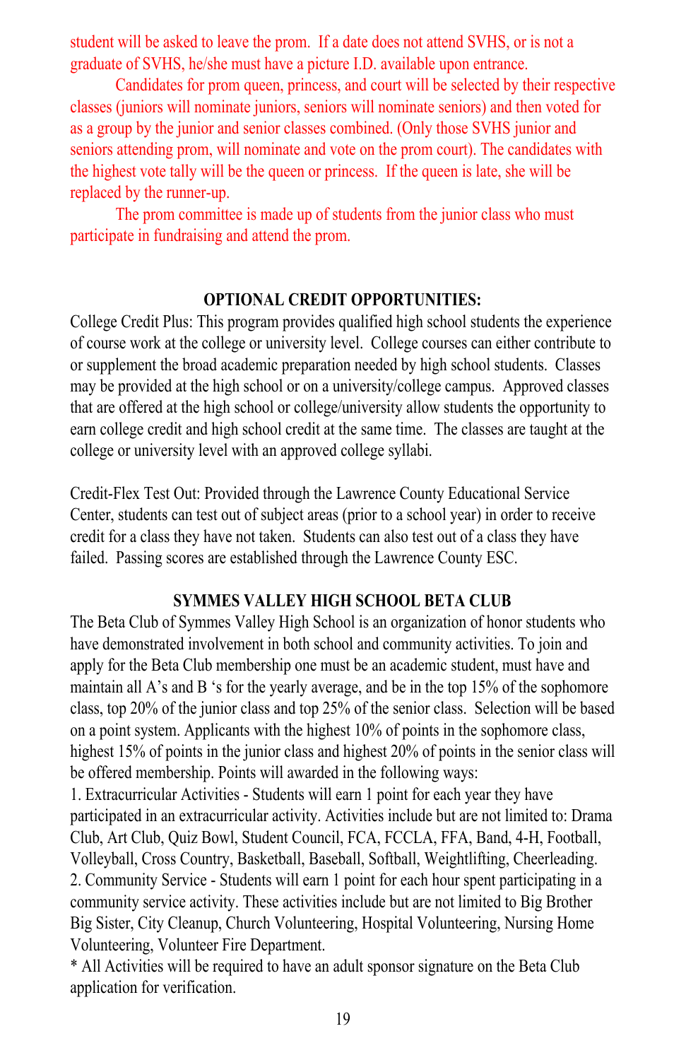student will be asked to leave the prom. If a date does not attend SVHS, or is not a graduate of SVHS, he/she must have a picture I.D. available upon entrance.

Candidates for prom queen, princess, and court will be selected by their respective classes (juniors will nominate juniors, seniors will nominate seniors) and then voted for as a group by the junior and senior classes combined. (Only those SVHS junior and seniors attending prom, will nominate and vote on the prom court). The candidates with the highest vote tally will be the queen or princess. If the queen is late, she will be replaced by the runner-up.

The prom committee is made up of students from the junior class who must participate in fundraising and attend the prom.

## OPTIONAL CREDIT OPPORTUNITIES:

College Credit Plus: This program provides qualified high school students the experience of course work at the college or university level. College courses can either contribute to or supplement the broad academic preparation needed by high school students. Classes may be provided at the high school or on a university/college campus. Approved classes that are offered at the high school or college/university allow students the opportunity to earn college credit and high school credit at the same time. The classes are taught at the college or university level with an approved college syllabi.

Credit-Flex Test Out: Provided through the Lawrence County Educational Service Center, students can test out of subject areas (prior to a school year) in order to receive credit for a class they have not taken. Students can also test out of a class they have failed. Passing scores are established through the Lawrence County ESC.

## SYMMES VALLEY HIGH SCHOOL BETA CLUB

The Beta Club of Symmes Valley High School is an organization of honor students who have demonstrated involvement in both school and community activities. To join and apply for the Beta Club membership one must be an academic student, must have and maintain all A's and B 's for the yearly average, and be in the top 15% of the sophomore class, top 20% of the junior class and top 25% of the senior class. Selection will be based on a point system. Applicants with the highest 10% of points in the sophomore class, highest 15% of points in the junior class and highest 20% of points in the senior class will be offered membership. Points will awarded in the following ways:

1. Extracurricular Activities - Students will earn 1 point for each year they have participated in an extracurricular activity. Activities include but are not limited to: Drama Club, Art Club, Quiz Bowl, Student Council, FCA, FCCLA, FFA, Band, 4-H, Football, Volleyball, Cross Country, Basketball, Baseball, Softball, Weightlifting, Cheerleading.
2. Community Service - Students will earn 1 point for each hour spent participating in a community service activity. These activities include but are not limited to Big Brother Big Sister, City Cleanup, Church Volunteering, Hospital Volunteering, Nursing Home Volunteering, Volunteer Fire Department.

\* All Activities will be required to have an adult sponsor signature on the Beta Club application for verification.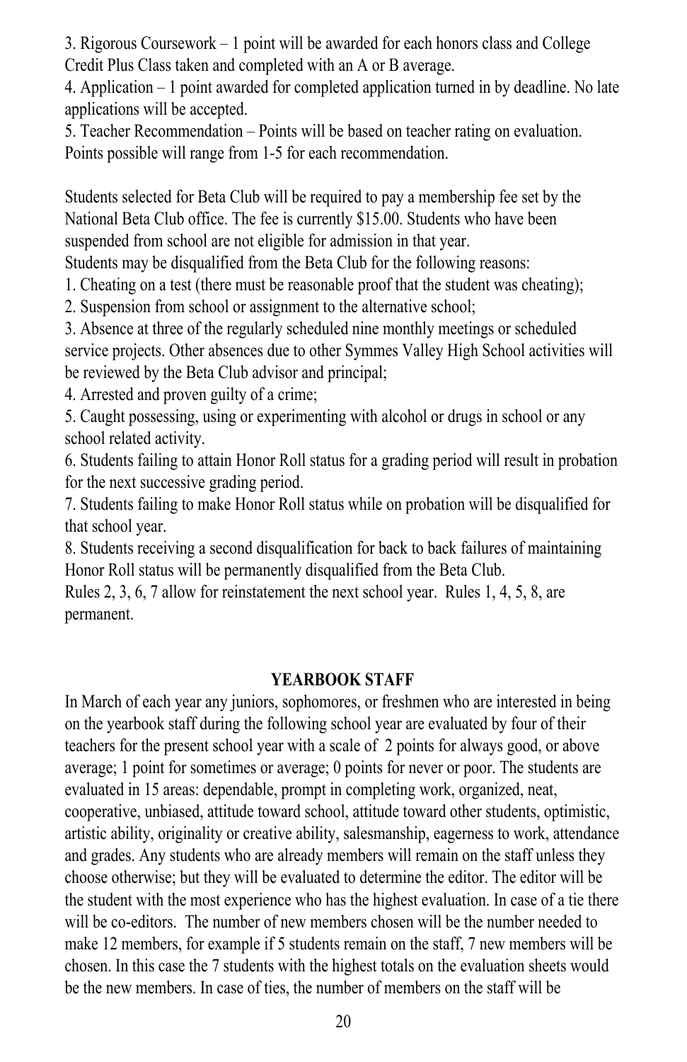3. Rigorous Coursework – 1 point will be awarded for each honors class and College Credit Plus Class taken and completed with an A or B average.
4. Application – 1 point awarded for completed application turned in by deadline. No late applications will be accepted.
5. Teacher Recommendation – Points will be based on teacher rating on evaluation. Points possible will range from 1-5 for each recommendation.

Students selected for Beta Club will be required to pay a membership fee set by the National Beta Club office. The fee is currently $15.00. Students who have been suspended from school are not eligible for admission in that year.

Students may be disqualified from the Beta Club for the following reasons:

1. Cheating on a test (there must be reasonable proof that the student was cheating);
2. Suspension from school or assignment to the alternative school;
3. Absence at three of the regularly scheduled nine monthly meetings or scheduled service projects. Other absences due to other Symmes Valley High School activities will be reviewed by the Beta Club advisor and principal;
4. Arrested and proven guilty of a crime;
5. Caught possessing, using or experimenting with alcohol or drugs in school or any school related activity.
6. Students failing to attain Honor Roll status for a grading period will result in probation for the next successive grading period.
7. Students failing to make Honor Roll status while on probation will be disqualified for that school year.
8. Students receiving a second disqualification for back to back failures of maintaining Honor Roll status will be permanently disqualified from the Beta Club.

Rules 2, 3, 6, 7 allow for reinstatement the next school year. Rules 1, 4, 5, 8, are permanent.

## YEARBOOK STAFF

In March of each year any juniors, sophomores, or freshmen who are interested in being on the yearbook staff during the following school year are evaluated by four of their teachers for the present school year with a scale of 2 points for always good, or above average; 1 point for sometimes or average; 0 points for never or poor. The students are evaluated in 15 areas: dependable, prompt in completing work, organized, neat, cooperative, unbiased, attitude toward school, attitude toward other students, optimistic, artistic ability, originality or creative ability, salesmanship, eagerness to work, attendance and grades. Any students who are already members will remain on the staff unless they choose otherwise; but they will be evaluated to determine the editor. The editor will be the student with the most experience who has the highest evaluation. In case of a tie there will be co-editors. The number of new members chosen will be the number needed to make 12 members, for example if 5 students remain on the staff, 7 new members will be chosen. In this case the 7 students with the highest totals on the evaluation sheets would be the new members. In case of ties, the number of members on the staff will be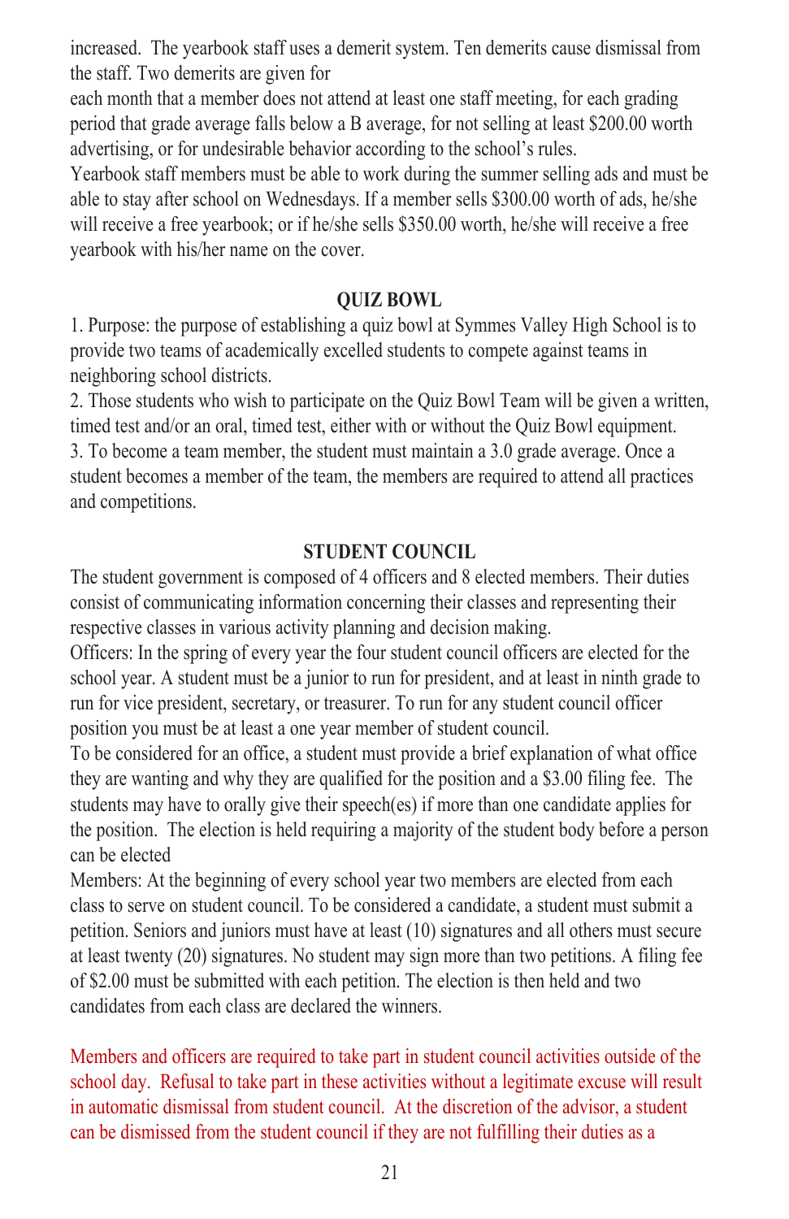increased. The yearbook staff uses a demerit system. Ten demerits cause dismissal from the staff. Two demerits are given for
each month that a member does not attend at least one staff meeting, for each grading period that grade average falls below a B average, for not selling at least $200.00 worth advertising, or for undesirable behavior according to the school's rules.
Yearbook staff members must be able to work during the summer selling ads and must be able to stay after school on Wednesdays. If a member sells $300.00 worth of ads, he/she will receive a free yearbook; or if he/she sells $350.00 worth, he/she will receive a free yearbook with his/her name on the cover.

## QUIZ BOWL

1. Purpose: the purpose of establishing a quiz bowl at Symmes Valley High School is to provide two teams of academically excelled students to compete against teams in neighboring school districts.
2. Those students who wish to participate on the Quiz Bowl Team will be given a written, timed test and/or an oral, timed test, either with or without the Quiz Bowl equipment.
3. To become a team member, the student must maintain a 3.0 grade average. Once a student becomes a member of the team, the members are required to attend all practices and competitions.

## STUDENT COUNCIL

The student government is composed of 4 officers and 8 elected members. Their duties consist of communicating information concerning their classes and representing their respective classes in various activity planning and decision making.
Officers: In the spring of every year the four student council officers are elected for the school year. A student must be a junior to run for president, and at least in ninth grade to run for vice president, secretary, or treasurer. To run for any student council officer position you must be at least a one year member of student council.
To be considered for an office, a student must provide a brief explanation of what office they are wanting and why they are qualified for the position and a $3.00 filing fee. The students may have to orally give their speech(es) if more than one candidate applies for the position. The election is held requiring a majority of the student body before a person can be elected
Members: At the beginning of every school year two members are elected from each class to serve on student council. To be considered a candidate, a student must submit a petition. Seniors and juniors must have at least (10) signatures and all others must secure at least twenty (20) signatures. No student may sign more than two petitions. A filing fee of $2.00 must be submitted with each petition. The election is then held and two candidates from each class are declared the winners.

Members and officers are required to take part in student council activities outside of the school day. Refusal to take part in these activities without a legitimate excuse will result in automatic dismissal from student council. At the discretion of the advisor, a student can be dismissed from the student council if they are not fulfilling their duties as a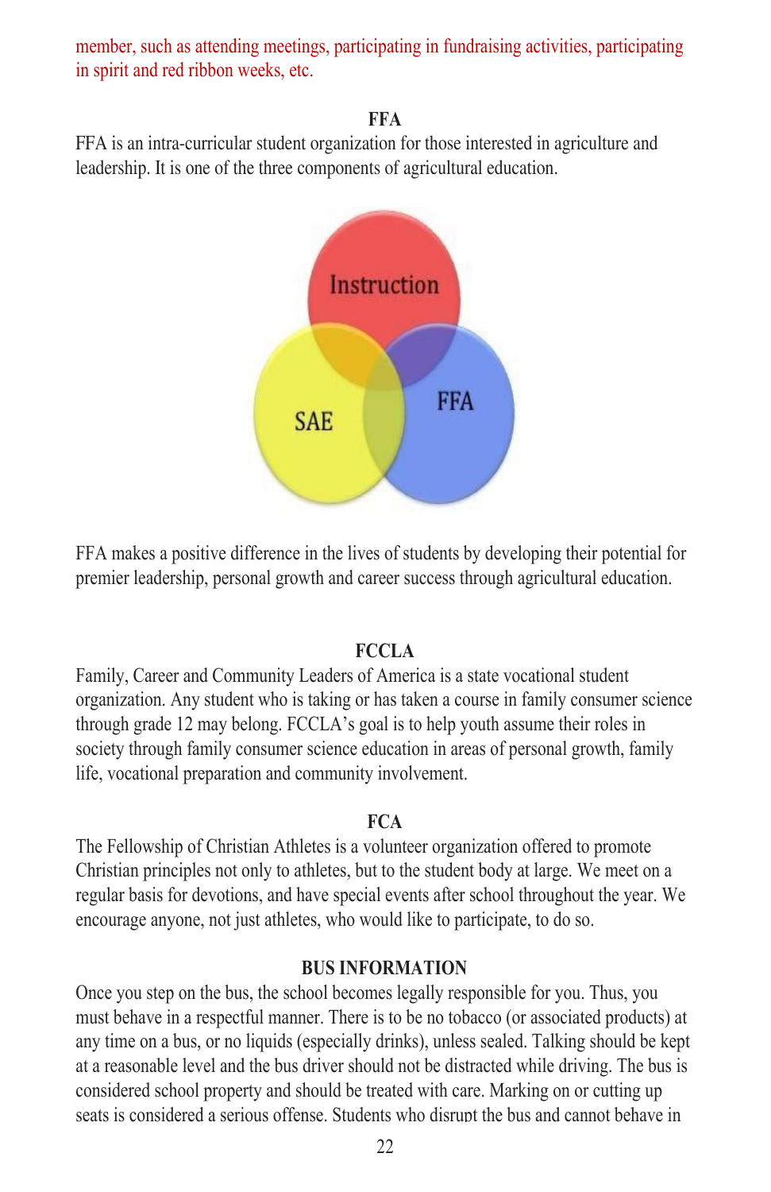member, such as attending meetings, participating in fundraising activities, participating in spirit and red ribbon weeks, etc.

## FFA

FFA is an intra-curricular student organization for those interested in agriculture and leadership. It is one of the three components of agricultural education.

Instruction

SAE

FFA

FFA makes a positive difference in the lives of students by developing their potential for premier leadership, personal growth and career success through agricultural education.

## FCCLA

Family, Career and Community Leaders of America is a state vocational student organization. Any student who is taking or has taken a course in family consumer science through grade 12 may belong. FCCLA's goal is to help youth assume their roles in society through family consumer science education in areas of personal growth, family life, vocational preparation and community involvement.

## FCA

The Fellowship of Christian Athletes is a volunteer organization offered to promote Christian principles not only to athletes, but to the student body at large. We meet on a regular basis for devotions, and have special events after school throughout the year. We encourage anyone, not just athletes, who would like to participate, to do so.

## BUS INFORMATION

Once you step on the bus, the school becomes legally responsible for you. Thus, you must behave in a respectful manner. There is to be no tobacco (or associated products) at any time on a bus, or no liquids (especially drinks), unless sealed. Talking should be kept at a reasonable level and the bus driver should not be distracted while driving. The bus is considered school property and should be treated with care. Marking on or cutting up seats is considered a serious offense. Students who disrupt the bus and cannot behave in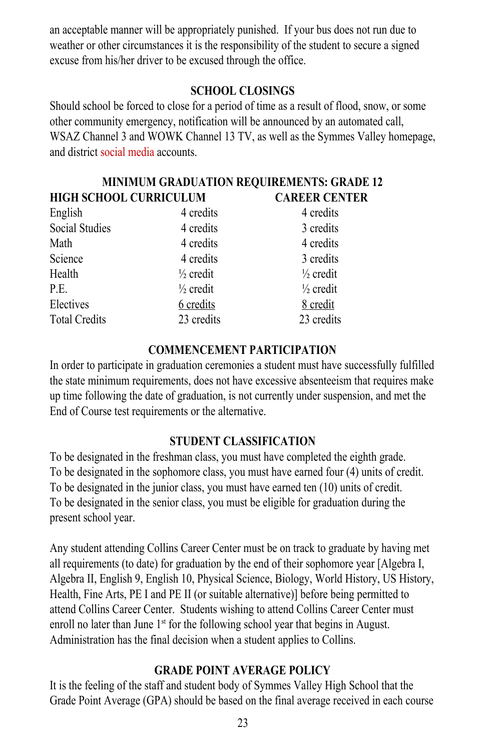an acceptable manner will be appropriately punished. If your bus does not run due to weather or other circumstances it is the responsibility of the student to secure a signed excuse from his/her driver to be excused through the office.

## SCHOOL CLOSINGS

Should school be forced to close for a period of time as a result of flood, snow, or some other community emergency, notification will be announced by an automated call, WSAZ Channel 3 and WOWK Channel 13 TV, as well as the Symmes Valley homepage, and district social media accounts.

## MINIMUM GRADUATION REQUIREMENTS: GRADE 12

| HIGH SCHOOL CURRICULUM | | CAREER CENTER |
|---|---|---|
| English | 4 credits | 4 credits |
| Social Studies | 4 credits | 3 credits |
| Math | 4 credits | 4 credits |
| Science | 4 credits | 3 credits |
| Health | ½ credit | ½ credit |
| P.E. | ½ credit | ½ credit |
| Electives | 6 credits | 8 credit |
| Total Credits | 23 credits | 23 credits |

## COMMENCEMENT PARTICIPATION

In order to participate in graduation ceremonies a student must have successfully fulfilled the state minimum requirements, does not have excessive absenteeism that requires make up time following the date of graduation, is not currently under suspension, and met the End of Course test requirements or the alternative.

## STUDENT CLASSIFICATION

To be designated in the freshman class, you must have completed the eighth grade.
To be designated in the sophomore class, you must have earned four (4) units of credit.
To be designated in the junior class, you must have earned ten (10) units of credit.
To be designated in the senior class, you must be eligible for graduation during the present school year.

Any student attending Collins Career Center must be on track to graduate by having met all requirements (to date) for graduation by the end of their sophomore year [Algebra I, Algebra II, English 9, English 10, Physical Science, Biology, World History, US History, Health, Fine Arts, PE I and PE II (or suitable alternative)] before being permitted to attend Collins Career Center. Students wishing to attend Collins Career Center must enroll no later than June 1st for the following school year that begins in August. Administration has the final decision when a student applies to Collins.

## GRADE POINT AVERAGE POLICY

It is the feeling of the staff and student body of Symmes Valley High School that the Grade Point Average (GPA) should be based on the final average received in each course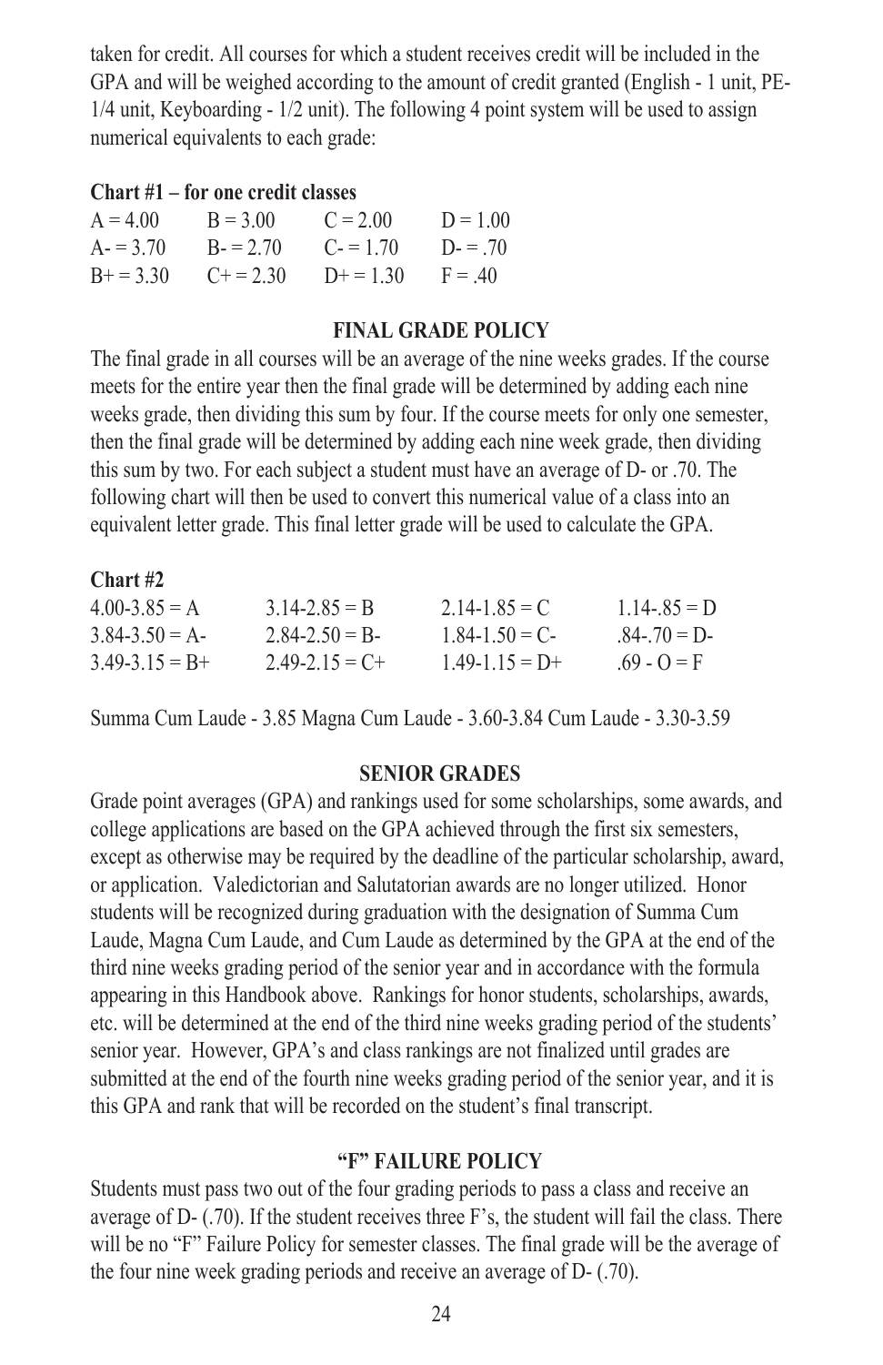taken for credit. All courses for which a student receives credit will be included in the GPA and will be weighed according to the amount of credit granted (English - 1 unit, PE-1/4 unit, Keyboarding - 1/2 unit). The following 4 point system will be used to assign numerical equivalents to each grade:

**Chart #1 – for one credit classes**

| | | | |
|---|---|---|---|
| A = 4.00 | B = 3.00 | C = 2.00 | D = 1.00 |
| A- = 3.70 | B- = 2.70 | C- = 1.70 | D- = .70 |
| B+ = 3.30 | C+ = 2.30 | D+ = 1.30 | F = .40 |

## FINAL GRADE POLICY

The final grade in all courses will be an average of the nine weeks grades. If the course meets for the entire year then the final grade will be determined by adding each nine weeks grade, then dividing this sum by four. If the course meets for only one semester, then the final grade will be determined by adding each nine week grade, then dividing this sum by two. For each subject a student must have an average of D- or .70. The following chart will then be used to convert this numerical value of a class into an equivalent letter grade. This final letter grade will be used to calculate the GPA.

**Chart #2**

| | | | |
|---|---|---|---|
| 4.00-3.85 = A | 3.14-2.85 = B | 2.14-1.85 = C | 1.14-.85 = D |
| 3.84-3.50 = A- | 2.84-2.50 = B- | 1.84-1.50 = C- | .84-.70 = D- |
| 3.49-3.15 = B+ | 2.49-2.15 = C+ | 1.49-1.15 = D+ | .69 - O = F |

Summa Cum Laude - 3.85 Magna Cum Laude - 3.60-3.84 Cum Laude - 3.30-3.59

## SENIOR GRADES

Grade point averages (GPA) and rankings used for some scholarships, some awards, and college applications are based on the GPA achieved through the first six semesters, except as otherwise may be required by the deadline of the particular scholarship, award, or application. Valedictorian and Salutatorian awards are no longer utilized. Honor students will be recognized during graduation with the designation of Summa Cum Laude, Magna Cum Laude, and Cum Laude as determined by the GPA at the end of the third nine weeks grading period of the senior year and in accordance with the formula appearing in this Handbook above. Rankings for honor students, scholarships, awards, etc. will be determined at the end of the third nine weeks grading period of the students' senior year. However, GPA's and class rankings are not finalized until grades are submitted at the end of the fourth nine weeks grading period of the senior year, and it is this GPA and rank that will be recorded on the student's final transcript.

## "F" FAILURE POLICY

Students must pass two out of the four grading periods to pass a class and receive an average of D- (.70). If the student receives three F's, the student will fail the class. There will be no "F" Failure Policy for semester classes. The final grade will be the average of the four nine week grading periods and receive an average of D- (.70).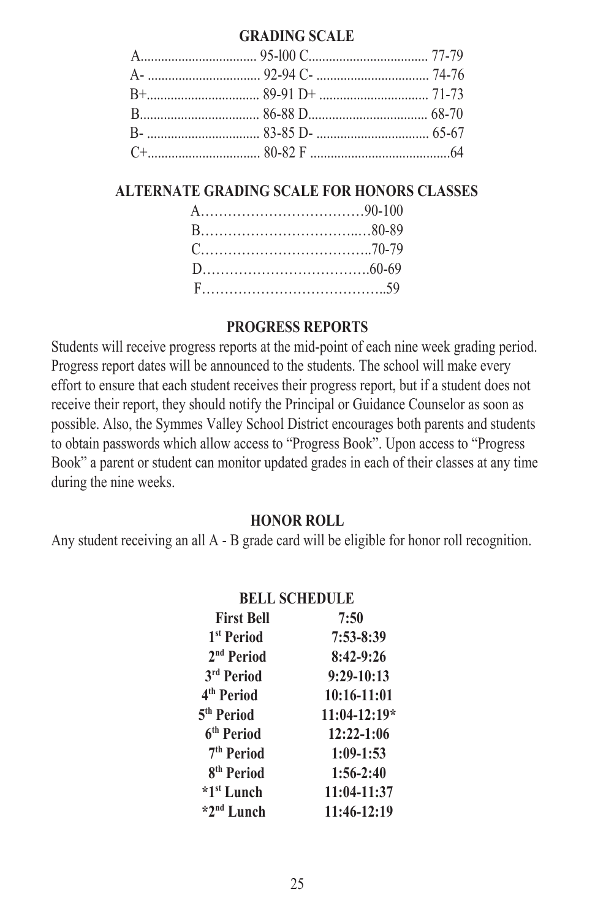## GRADING SCALE

| Grade | Range | Grade | Range |
|---|---|---|---|
| A | 95-l00 | C | 77-79 |
| A- | 92-94 | C- | 74-76 |
| B+ | 89-91 | D+ | 71-73 |
| B | 86-88 | D | 68-70 |
| B- | 83-85 | D- | 65-67 |
| C+ | 80-82 | F | 64 |

## ALTERNATE GRADING SCALE FOR HONORS CLASSES

| Grade | Range |
|---|---|
| A | 90-100 |
| B | 80-89 |
| C | 70-79 |
| D | 60-69 |
| F | 59 |

## PROGRESS REPORTS

Students will receive progress reports at the mid-point of each nine week grading period. Progress report dates will be announced to the students. The school will make every effort to ensure that each student receives their progress report, but if a student does not receive their report, they should notify the Principal or Guidance Counselor as soon as possible. Also, the Symmes Valley School District encourages both parents and students to obtain passwords which allow access to "Progress Book". Upon access to "Progress Book" a parent or student can monitor updated grades in each of their classes at any time during the nine weeks.

## HONOR ROLL

Any student receiving an all A - B grade card will be eligible for honor roll recognition.

## BELL SCHEDULE

| | |
|---|---|
| **First Bell** | **7:50** |
| **1st Period** | **7:53-8:39** |
| **2nd Period** | **8:42-9:26** |
| **3rd Period** | **9:29-10:13** |
| **4th Period** | **10:16-11:01** |
| **5th Period** | **11:04-12:19*** |
| **6th Period** | **12:22-1:06** |
| **7th Period** | **1:09-1:53** |
| **8th Period** | **1:56-2:40** |
| ***1st Lunch** | **11:04-11:37** |
| ***2nd Lunch** | **11:46-12:19** |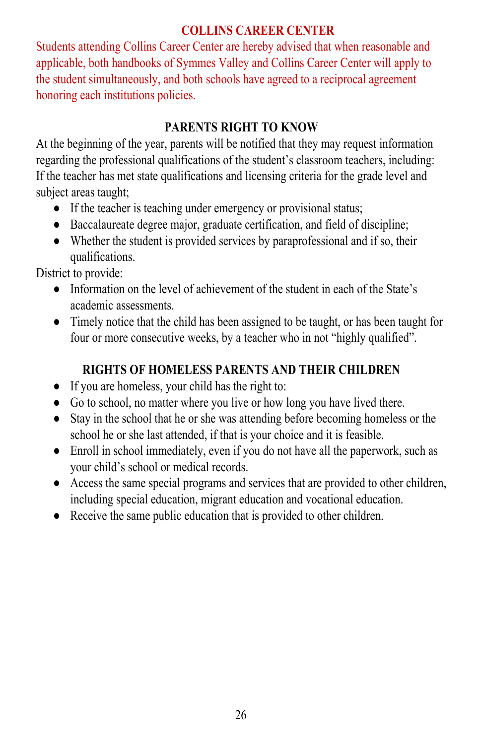## COLLINS CAREER CENTER

Students attending Collins Career Center are hereby advised that when reasonable and applicable, both handbooks of Symmes Valley and Collins Career Center will apply to the student simultaneously, and both schools have agreed to a reciprocal agreement honoring each institutions policies.

## PARENTS RIGHT TO KNOW

At the beginning of the year, parents will be notified that they may request information regarding the professional qualifications of the student's classroom teachers, including: If the teacher has met state qualifications and licensing criteria for the grade level and subject areas taught;

- If the teacher is teaching under emergency or provisional status;
- Baccalaureate degree major, graduate certification, and field of discipline;
- Whether the student is provided services by paraprofessional and if so, their qualifications.

District to provide:

- Information on the level of achievement of the student in each of the State's academic assessments.
- Timely notice that the child has been assigned to be taught, or has been taught for four or more consecutive weeks, by a teacher who in not "highly qualified".

## RIGHTS OF HOMELESS PARENTS AND THEIR CHILDREN

- If you are homeless, your child has the right to:
- Go to school, no matter where you live or how long you have lived there.
- Stay in the school that he or she was attending before becoming homeless or the school he or she last attended, if that is your choice and it is feasible.
- Enroll in school immediately, even if you do not have all the paperwork, such as your child's school or medical records.
- Access the same special programs and services that are provided to other children, including special education, migrant education and vocational education.
- Receive the same public education that is provided to other children.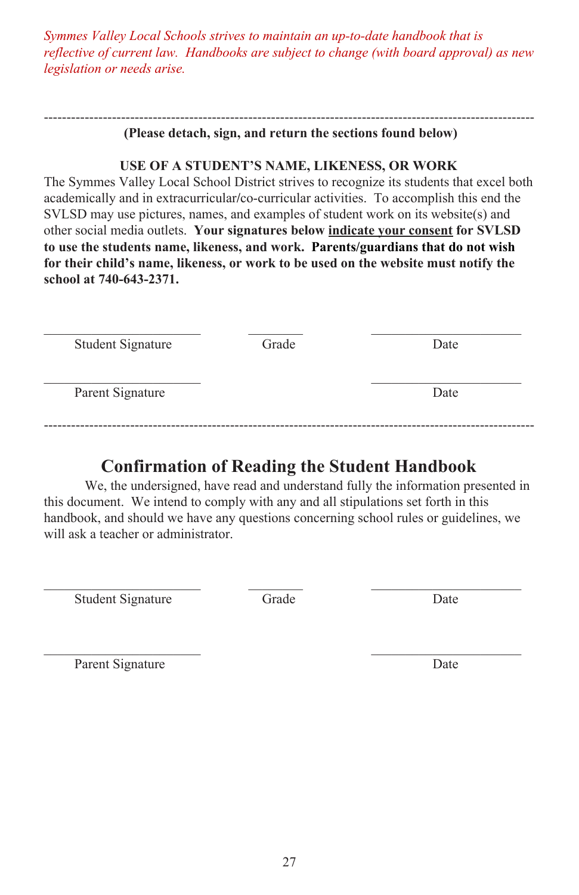*Symmes Valley Local Schools strives to maintain an up-to-date handbook that is reflective of current law. Handbooks are subject to change (with board approval) as new legislation or needs arise.*

---

**(Please detach, sign, and return the sections found below)**

**USE OF A STUDENT'S NAME, LIKENESS, OR WORK**

The Symmes Valley Local School District strives to recognize its students that excel both academically and in extracurricular/co-curricular activities. To accomplish this end the SVLSD may use pictures, names, and examples of student work on its website(s) and other social media outlets. **Your signatures below <u>indicate your consent</u> for SVLSD to use the students name, likeness, and work. Parents/guardians that do not wish for their child's name, likeness, or work to be used on the website must notify the school at 740-643-2371.**

\_\_\_\_\_\_\_\_\_\_\_\_\_\_\_\_\_\_\_\_\_\_\_\_ &nbsp;&nbsp; \_\_\_\_\_\_\_\_ &nbsp;&nbsp; \_\_\_\_\_\_\_\_\_\_\_\_\_\_\_\_\_\_\_\_\_\_\_\_
Student Signature &nbsp;&nbsp; Grade &nbsp;&nbsp; Date

\_\_\_\_\_\_\_\_\_\_\_\_\_\_\_\_\_\_\_\_\_\_\_\_ &nbsp;&nbsp; \_\_\_\_\_\_\_\_\_\_\_\_\_\_\_\_\_\_\_\_\_\_\_\_
Parent Signature &nbsp;&nbsp; Date

---

## Confirmation of Reading the Student Handbook

We, the undersigned, have read and understand fully the information presented in this document. We intend to comply with any and all stipulations set forth in this handbook, and should we have any questions concerning school rules or guidelines, we will ask a teacher or administrator.

\_\_\_\_\_\_\_\_\_\_\_\_\_\_\_\_\_\_\_\_\_\_\_\_ &nbsp;&nbsp; \_\_\_\_\_\_\_\_ &nbsp;&nbsp; \_\_\_\_\_\_\_\_\_\_\_\_\_\_\_\_\_\_\_\_\_\_\_\_
Student Signature &nbsp;&nbsp; Grade &nbsp;&nbsp; Date

\_\_\_\_\_\_\_\_\_\_\_\_\_\_\_\_\_\_\_\_\_\_\_\_ &nbsp;&nbsp; \_\_\_\_\_\_\_\_\_\_\_\_\_\_\_\_\_\_\_\_\_\_\_\_
Parent Signature &nbsp;&nbsp; Date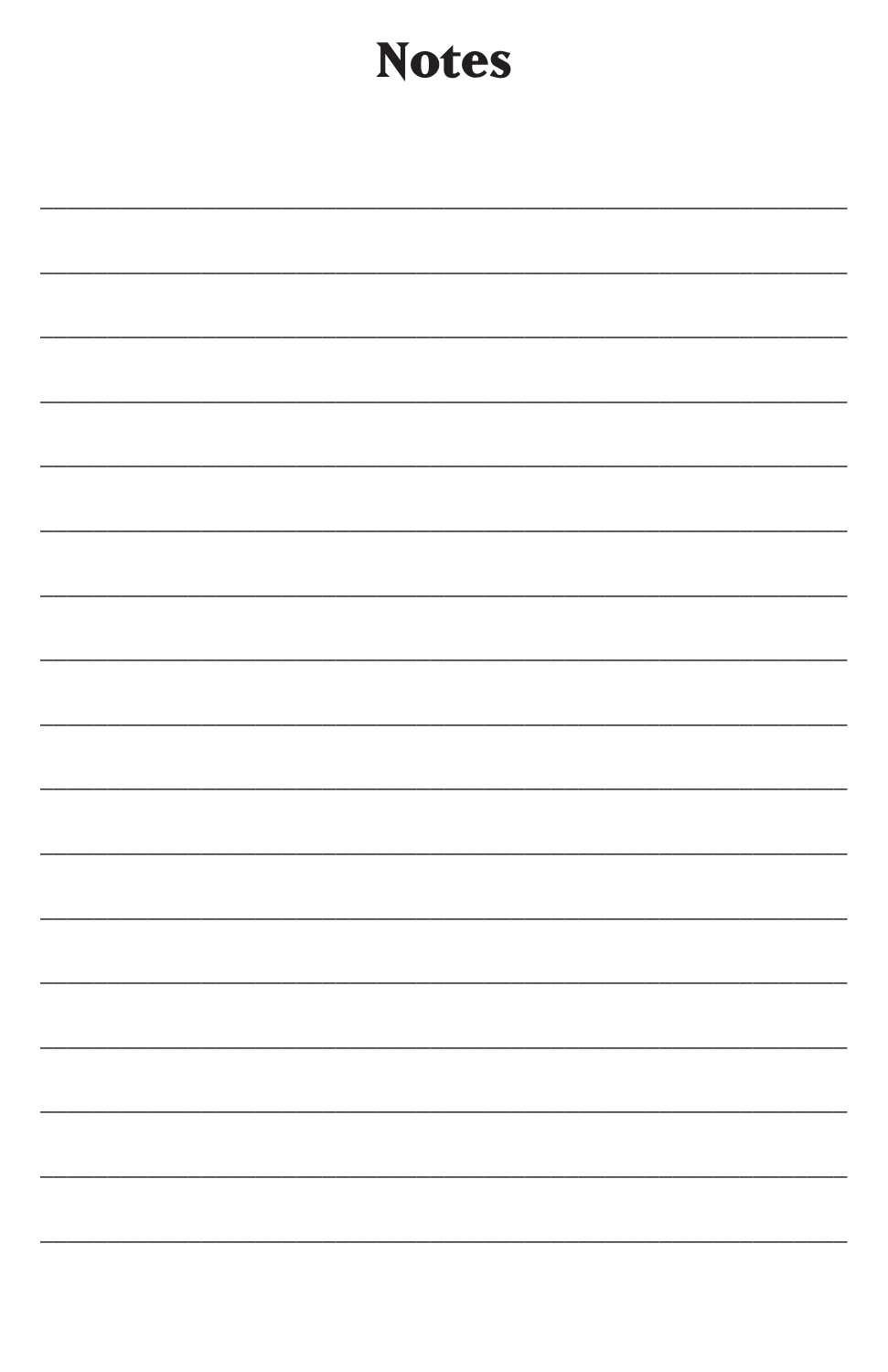# Notes